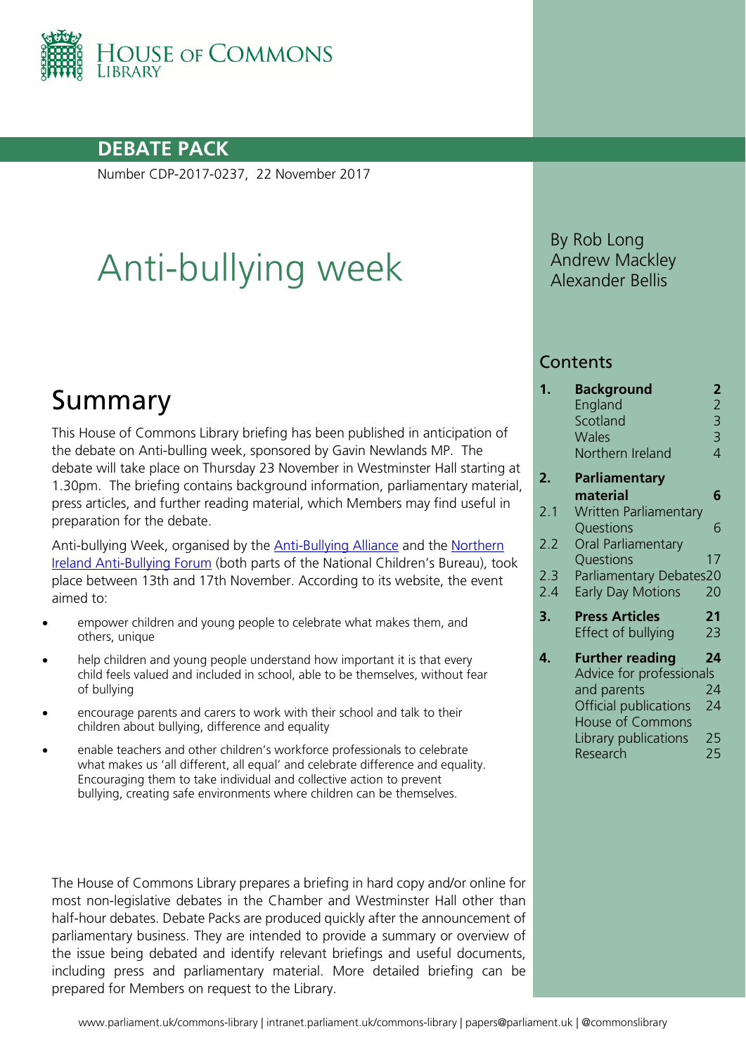HOUSE OF COMMONS LIBRARY

**DEBATE PACK**

Number CDP-2017-0237, 22 November 2017

# Anti-bullying week

By Rob Long
Andrew Mackley
Alexander Bellis

## Contents

| | | |
|---|---|---|
| **1.** | **Background** | **2** |
| | England | 2 |
| | Scotland | 3 |
| | Wales | 3 |
| | Northern Ireland | 4 |
| **2.** | **Parliamentary material** | **6** |
| 2.1 | Written Parliamentary Questions | 6 |
| 2.2 | Oral Parliamentary Questions | 17 |
| 2.3 | Parliamentary Debates | 20 |
| 2.4 | Early Day Motions | 20 |
| **3.** | **Press Articles** | **21** |
| | Effect of bullying | 23 |
| **4.** | **Further reading** | **24** |
| | Advice for professionals and parents | 24 |
| | Official publications | 24 |
| | House of Commons Library publications | 25 |
| | Research | 25 |

## Summary

This House of Commons Library briefing has been published in anticipation of the debate on Anti-bulling week, sponsored by Gavin Newlands MP. The debate will take place on Thursday 23 November in Westminster Hall starting at 1.30pm. The briefing contains background information, parliamentary material, press articles, and further reading material, which Members may find useful in preparation for the debate.

Anti-bullying Week, organised by the Anti-Bullying Alliance and the Northern Ireland Anti-Bullying Forum (both parts of the National Children's Bureau), took place between 13th and 17th November. According to its website, the event aimed to:

- empower children and young people to celebrate what makes them, and others, unique
- help children and young people understand how important it is that every child feels valued and included in school, able to be themselves, without fear of bullying
- encourage parents and carers to work with their school and talk to their children about bullying, difference and equality
- enable teachers and other children's workforce professionals to celebrate what makes us 'all different, all equal' and celebrate difference and equality. Encouraging them to take individual and collective action to prevent bullying, creating safe environments where children can be themselves.

The House of Commons Library prepares a briefing in hard copy and/or online for most non-legislative debates in the Chamber and Westminster Hall other than half-hour debates. Debate Packs are produced quickly after the announcement of parliamentary business. They are intended to provide a summary or overview of the issue being debated and identify relevant briefings and useful documents, including press and parliamentary material. More detailed briefing can be prepared for Members on request to the Library.

www.parliament.uk/commons-library | intranet.parliament.uk/commons-library | papers@parliament.uk | @commonslibrary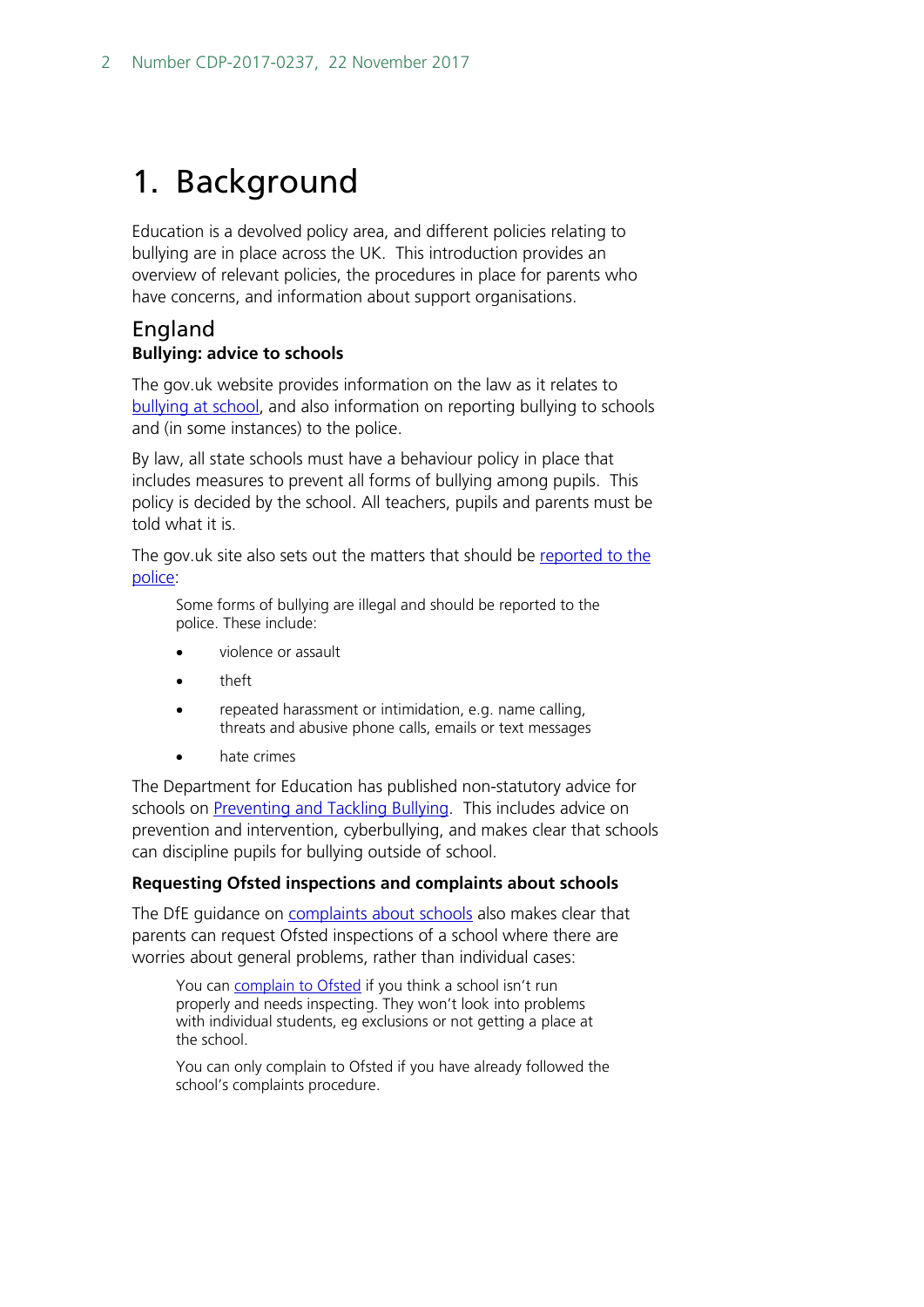# 1. Background

Education is a devolved policy area, and different policies relating to bullying are in place across the UK. This introduction provides an overview of relevant policies, the procedures in place for parents who have concerns, and information about support organisations.

## England

### Bullying: advice to schools

The gov.uk website provides information on the law as it relates to bullying at school, and also information on reporting bullying to schools and (in some instances) to the police.

By law, all state schools must have a behaviour policy in place that includes measures to prevent all forms of bullying among pupils. This policy is decided by the school. All teachers, pupils and parents must be told what it is.

The gov.uk site also sets out the matters that should be reported to the police:

> Some forms of bullying are illegal and should be reported to the police. These include:
>
> - violence or assault
> - theft
> - repeated harassment or intimidation, e.g. name calling, threats and abusive phone calls, emails or text messages
> - hate crimes

The Department for Education has published non-statutory advice for schools on Preventing and Tackling Bullying. This includes advice on prevention and intervention, cyberbullying, and makes clear that schools can discipline pupils for bullying outside of school.

### Requesting Ofsted inspections and complaints about schools

The DfE guidance on complaints about schools also makes clear that parents can request Ofsted inspections of a school where there are worries about general problems, rather than individual cases:

> You can complain to Ofsted if you think a school isn't run properly and needs inspecting. They won't look into problems with individual students, eg exclusions or not getting a place at the school.
>
> You can only complain to Ofsted if you have already followed the school's complaints procedure.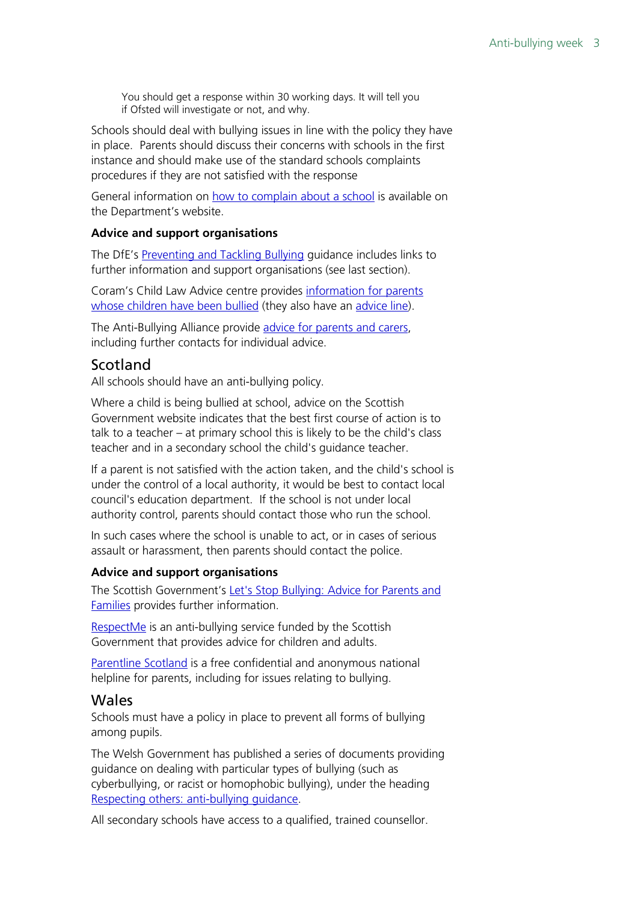> You should get a response within 30 working days. It will tell you if Ofsted will investigate or not, and why.

Schools should deal with bullying issues in line with the policy they have in place. Parents should discuss their concerns with schools in the first instance and should make use of the standard schools complaints procedures if they are not satisfied with the response

General information on how to complain about a school is available on the Department's website.

**Advice and support organisations**

The DfE's Preventing and Tackling Bullying guidance includes links to further information and support organisations (see last section).

Coram's Child Law Advice centre provides information for parents whose children have been bullied (they also have an advice line).

The Anti-Bullying Alliance provide advice for parents and carers, including further contacts for individual advice.

## Scotland

All schools should have an anti-bullying policy.

Where a child is being bullied at school, advice on the Scottish Government website indicates that the best first course of action is to talk to a teacher – at primary school this is likely to be the child's class teacher and in a secondary school the child's guidance teacher.

If a parent is not satisfied with the action taken, and the child's school is under the control of a local authority, it would be best to contact local council's education department. If the school is not under local authority control, parents should contact those who run the school.

In such cases where the school is unable to act, or in cases of serious assault or harassment, then parents should contact the police.

**Advice and support organisations**

The Scottish Government's Let's Stop Bullying: Advice for Parents and Families provides further information.

RespectMe is an anti-bullying service funded by the Scottish Government that provides advice for children and adults.

Parentline Scotland is a free confidential and anonymous national helpline for parents, including for issues relating to bullying.

## Wales

Schools must have a policy in place to prevent all forms of bullying among pupils.

The Welsh Government has published a series of documents providing guidance on dealing with particular types of bullying (such as cyberbullying, or racist or homophobic bullying), under the heading Respecting others: anti-bullying guidance.

All secondary schools have access to a qualified, trained counsellor.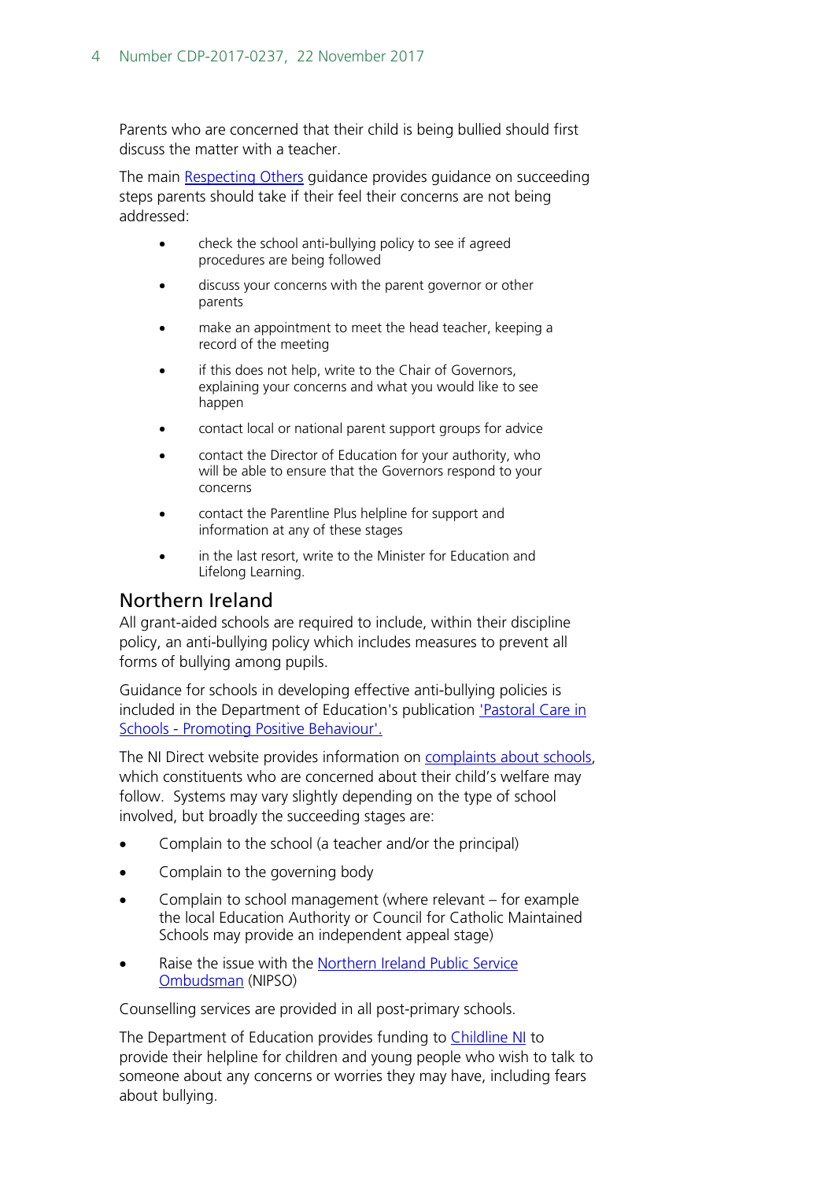Parents who are concerned that their child is being bullied should first discuss the matter with a teacher.

The main [Respecting Others] guidance provides guidance on succeeding steps parents should take if their feel their concerns are not being addressed:

- check the school anti-bullying policy to see if agreed procedures are being followed
- discuss your concerns with the parent governor or other parents
- make an appointment to meet the head teacher, keeping a record of the meeting
- if this does not help, write to the Chair of Governors, explaining your concerns and what you would like to see happen
- contact local or national parent support groups for advice
- contact the Director of Education for your authority, who will be able to ensure that the Governors respond to your concerns
- contact the Parentline Plus helpline for support and information at any of these stages
- in the last resort, write to the Minister for Education and Lifelong Learning.

## Northern Ireland

All grant-aided schools are required to include, within their discipline policy, an anti-bullying policy which includes measures to prevent all forms of bullying among pupils.

Guidance for schools in developing effective anti-bullying policies is included in the Department of Education's publication ['Pastoral Care in Schools - Promoting Positive Behaviour'.]

The NI Direct website provides information on [complaints about schools], which constituents who are concerned about their child's welfare may follow. Systems may vary slightly depending on the type of school involved, but broadly the succeeding stages are:

- Complain to the school (a teacher and/or the principal)
- Complain to the governing body
- Complain to school management (where relevant – for example the local Education Authority or Council for Catholic Maintained Schools may provide an independent appeal stage)
- Raise the issue with the [Northern Ireland Public Service Ombudsman] (NIPSO)

Counselling services are provided in all post-primary schools.

The Department of Education provides funding to [Childline NI] to provide their helpline for children and young people who wish to talk to someone about any concerns or worries they may have, including fears about bullying.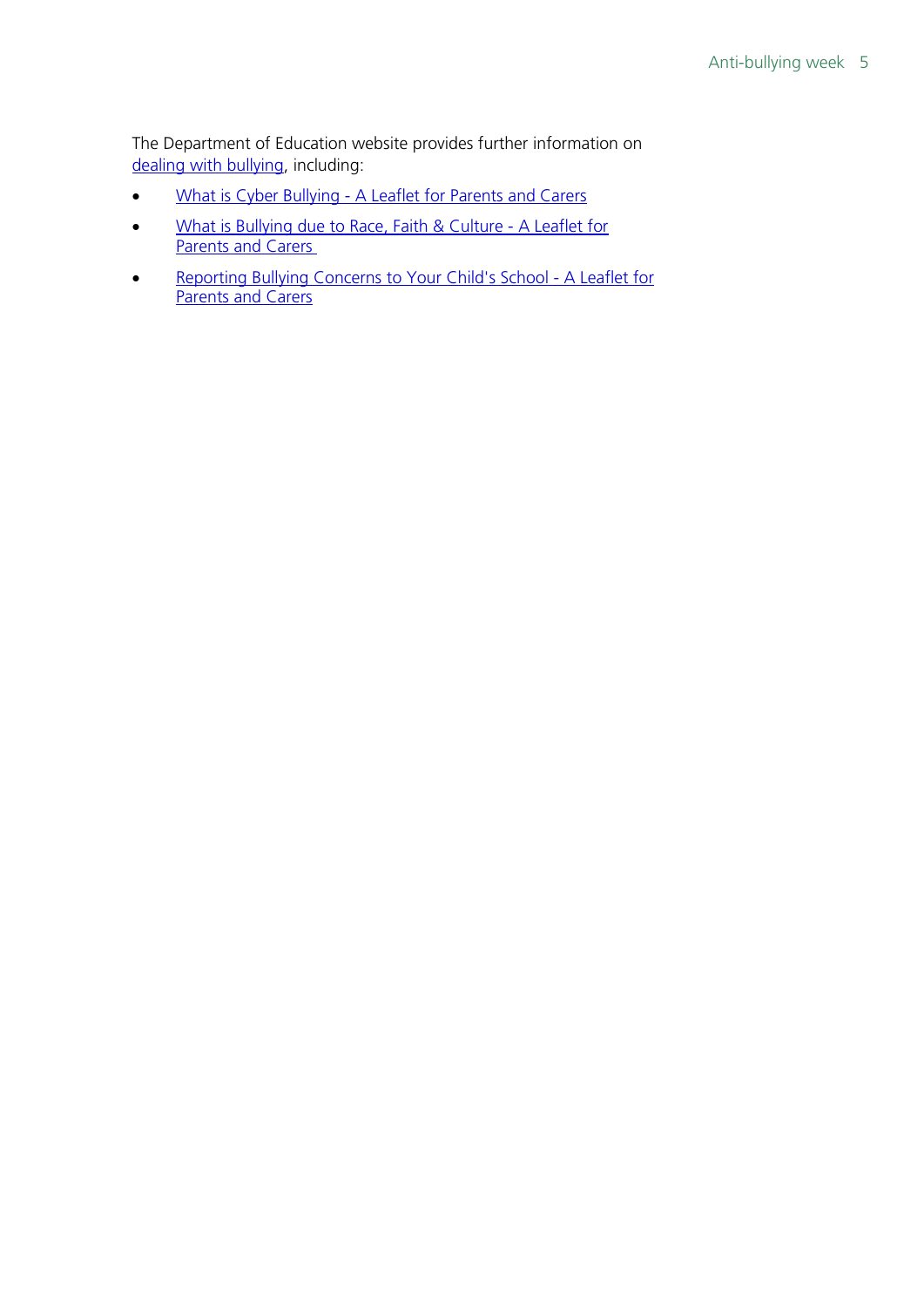The Department of Education website provides further information on dealing with bullying, including:

- What is Cyber Bullying - A Leaflet for Parents and Carers
- What is Bullying due to Race, Faith & Culture - A Leaflet for Parents and Carers
- Reporting Bullying Concerns to Your Child's School - A Leaflet for Parents and Carers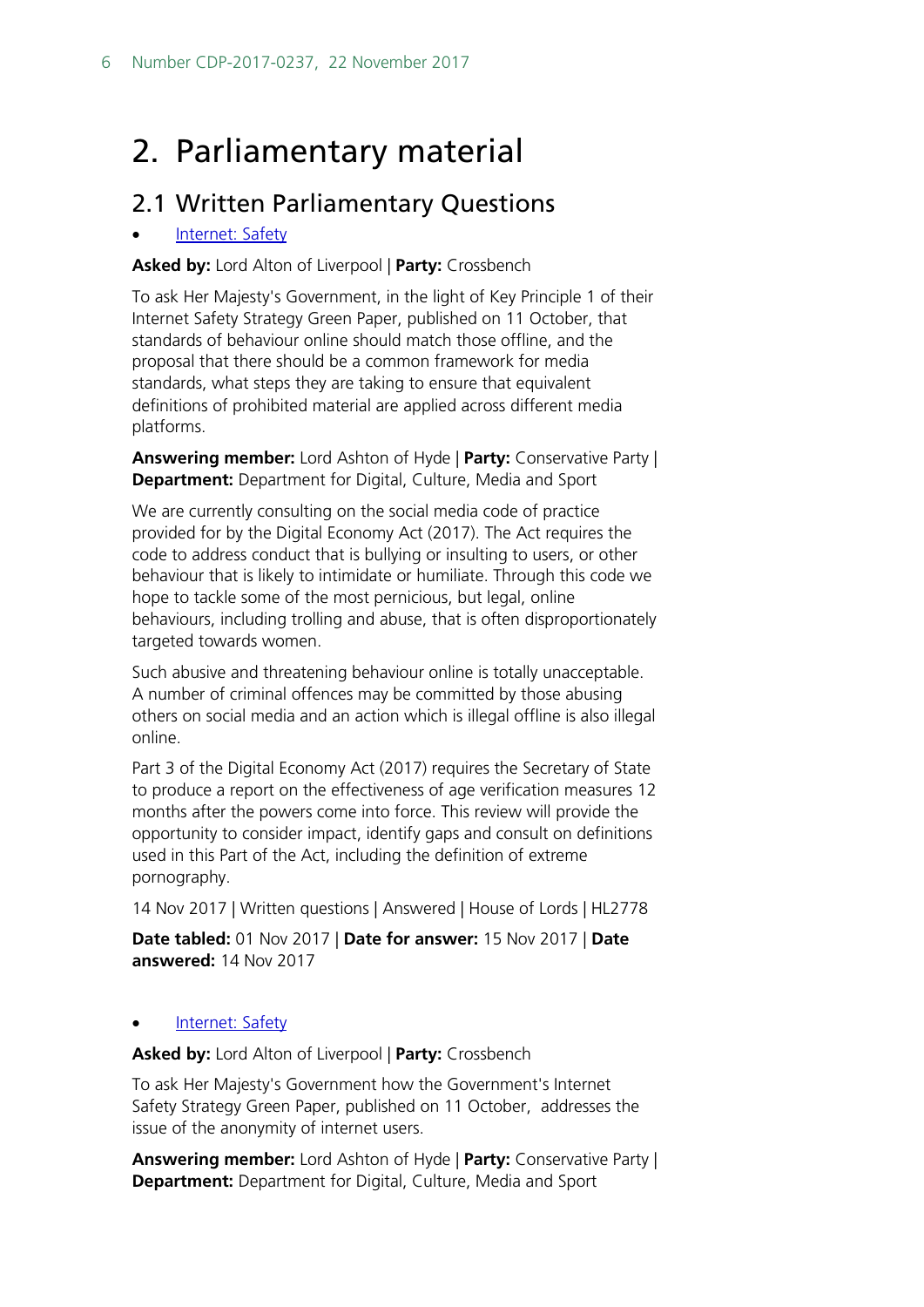# 2. Parliamentary material

## 2.1 Written Parliamentary Questions

- Internet: Safety

**Asked by:** Lord Alton of Liverpool | **Party:** Crossbench

To ask Her Majesty's Government, in the light of Key Principle 1 of their Internet Safety Strategy Green Paper, published on 11 October, that standards of behaviour online should match those offline, and the proposal that there should be a common framework for media standards, what steps they are taking to ensure that equivalent definitions of prohibited material are applied across different media platforms.

**Answering member:** Lord Ashton of Hyde | **Party:** Conservative Party | **Department:** Department for Digital, Culture, Media and Sport

We are currently consulting on the social media code of practice provided for by the Digital Economy Act (2017). The Act requires the code to address conduct that is bullying or insulting to users, or other behaviour that is likely to intimidate or humiliate. Through this code we hope to tackle some of the most pernicious, but legal, online behaviours, including trolling and abuse, that is often disproportionately targeted towards women.

Such abusive and threatening behaviour online is totally unacceptable. A number of criminal offences may be committed by those abusing others on social media and an action which is illegal offline is also illegal online.

Part 3 of the Digital Economy Act (2017) requires the Secretary of State to produce a report on the effectiveness of age verification measures 12 months after the powers come into force. This review will provide the opportunity to consider impact, identify gaps and consult on definitions used in this Part of the Act, including the definition of extreme pornography.

14 Nov 2017 | Written questions | Answered | House of Lords | HL2778

**Date tabled:** 01 Nov 2017 | **Date for answer:** 15 Nov 2017 | **Date answered:** 14 Nov 2017

- Internet: Safety

**Asked by:** Lord Alton of Liverpool | **Party:** Crossbench

To ask Her Majesty's Government how the Government's Internet Safety Strategy Green Paper, published on 11 October, addresses the issue of the anonymity of internet users.

**Answering member:** Lord Ashton of Hyde | **Party:** Conservative Party | **Department:** Department for Digital, Culture, Media and Sport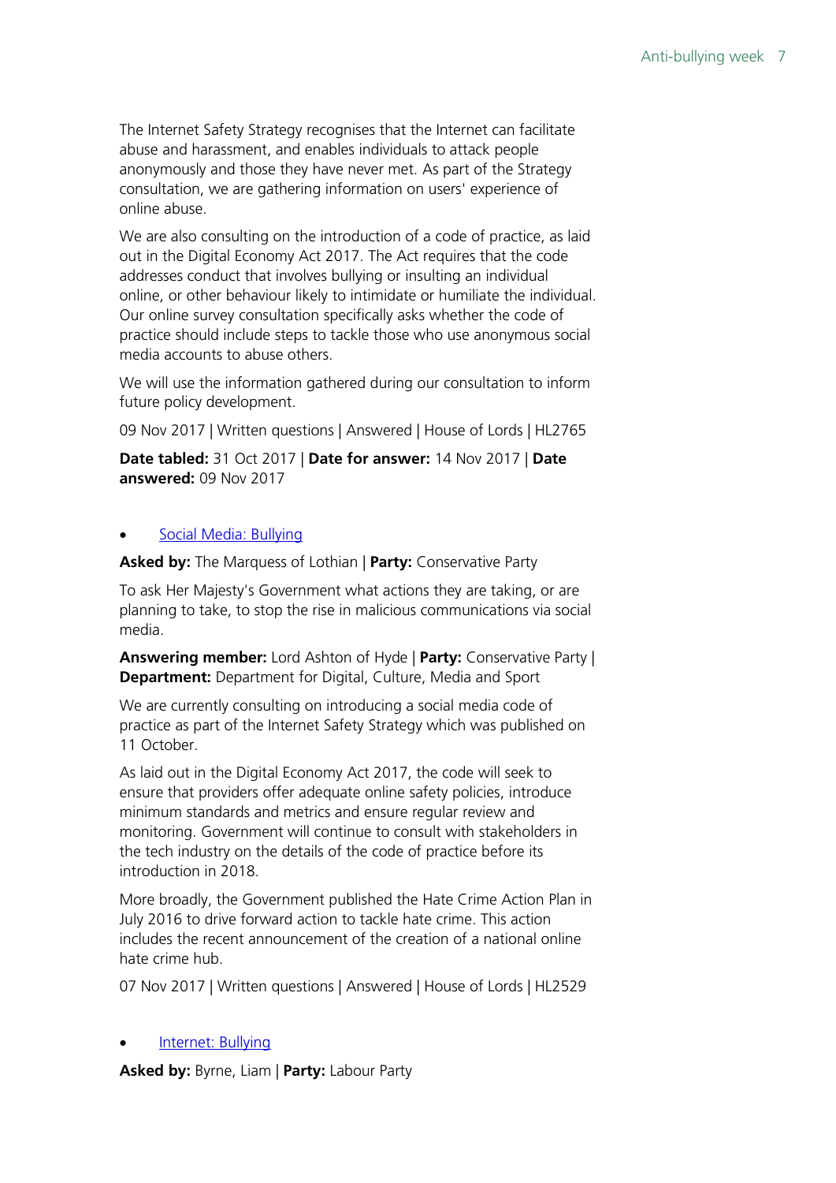The Internet Safety Strategy recognises that the Internet can facilitate abuse and harassment, and enables individuals to attack people anonymously and those they have never met. As part of the Strategy consultation, we are gathering information on users' experience of online abuse.

We are also consulting on the introduction of a code of practice, as laid out in the Digital Economy Act 2017. The Act requires that the code addresses conduct that involves bullying or insulting an individual online, or other behaviour likely to intimidate or humiliate the individual. Our online survey consultation specifically asks whether the code of practice should include steps to tackle those who use anonymous social media accounts to abuse others.

We will use the information gathered during our consultation to inform future policy development.

09 Nov 2017 | Written questions | Answered | House of Lords | HL2765

**Date tabled:** 31 Oct 2017 | **Date for answer:** 14 Nov 2017 | **Date answered:** 09 Nov 2017

- Social Media: Bullying

**Asked by:** The Marquess of Lothian | **Party:** Conservative Party

To ask Her Majesty's Government what actions they are taking, or are planning to take, to stop the rise in malicious communications via social media.

**Answering member:** Lord Ashton of Hyde | **Party:** Conservative Party | **Department:** Department for Digital, Culture, Media and Sport

We are currently consulting on introducing a social media code of practice as part of the Internet Safety Strategy which was published on 11 October.

As laid out in the Digital Economy Act 2017, the code will seek to ensure that providers offer adequate online safety policies, introduce minimum standards and metrics and ensure regular review and monitoring. Government will continue to consult with stakeholders in the tech industry on the details of the code of practice before its introduction in 2018.

More broadly, the Government published the Hate Crime Action Plan in July 2016 to drive forward action to tackle hate crime. This action includes the recent announcement of the creation of a national online hate crime hub.

07 Nov 2017 | Written questions | Answered | House of Lords | HL2529

- Internet: Bullying

**Asked by:** Byrne, Liam | **Party:** Labour Party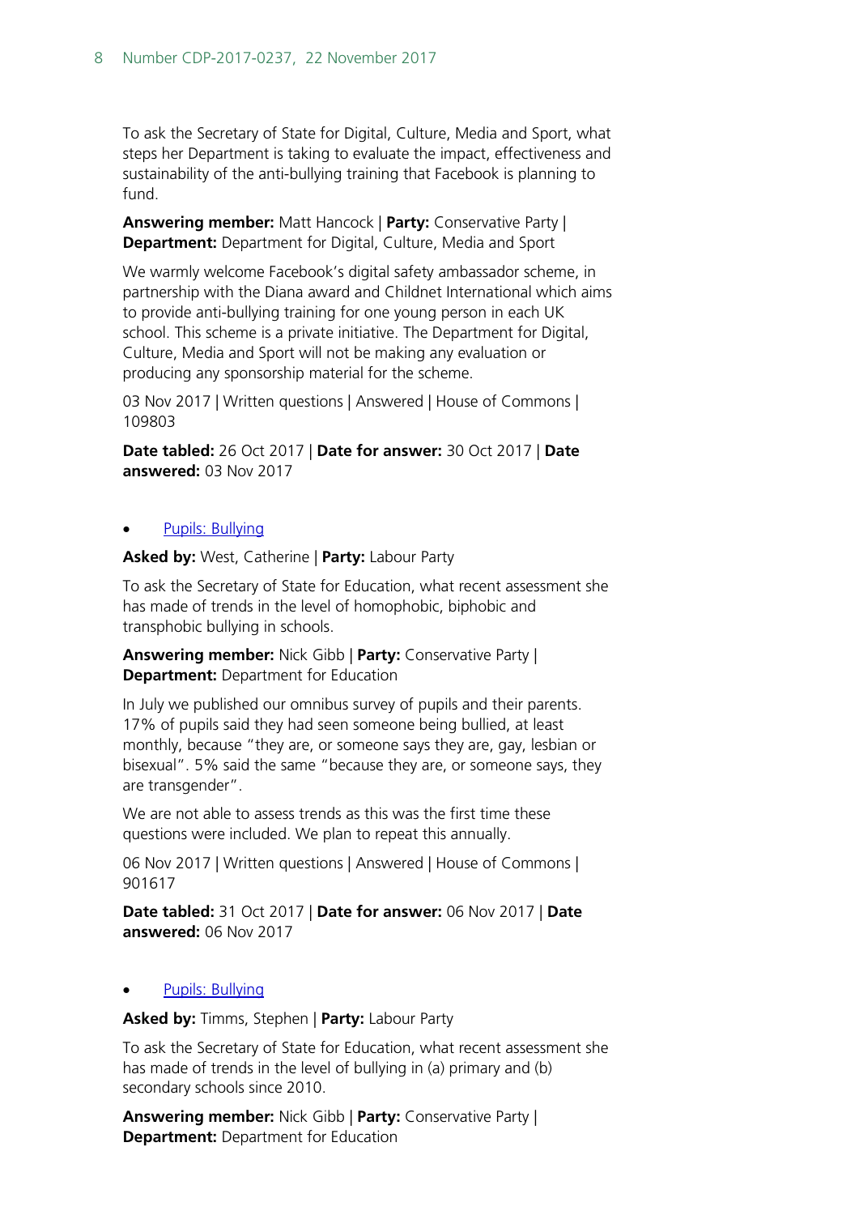To ask the Secretary of State for Digital, Culture, Media and Sport, what steps her Department is taking to evaluate the impact, effectiveness and sustainability of the anti-bullying training that Facebook is planning to fund.

**Answering member:** Matt Hancock | **Party:** Conservative Party | **Department:** Department for Digital, Culture, Media and Sport

We warmly welcome Facebook's digital safety ambassador scheme, in partnership with the Diana award and Childnet International which aims to provide anti-bullying training for one young person in each UK school. This scheme is a private initiative. The Department for Digital, Culture, Media and Sport will not be making any evaluation or producing any sponsorship material for the scheme.

03 Nov 2017 | Written questions | Answered | House of Commons | 109803

**Date tabled:** 26 Oct 2017 | **Date for answer:** 30 Oct 2017 | **Date answered:** 03 Nov 2017

- Pupils: Bullying

**Asked by:** West, Catherine | **Party:** Labour Party

To ask the Secretary of State for Education, what recent assessment she has made of trends in the level of homophobic, biphobic and transphobic bullying in schools.

**Answering member:** Nick Gibb | **Party:** Conservative Party | **Department:** Department for Education

In July we published our omnibus survey of pupils and their parents. 17% of pupils said they had seen someone being bullied, at least monthly, because "they are, or someone says they are, gay, lesbian or bisexual". 5% said the same "because they are, or someone says, they are transgender".

We are not able to assess trends as this was the first time these questions were included. We plan to repeat this annually.

06 Nov 2017 | Written questions | Answered | House of Commons | 901617

**Date tabled:** 31 Oct 2017 | **Date for answer:** 06 Nov 2017 | **Date answered:** 06 Nov 2017

- Pupils: Bullying

**Asked by:** Timms, Stephen | **Party:** Labour Party

To ask the Secretary of State for Education, what recent assessment she has made of trends in the level of bullying in (a) primary and (b) secondary schools since 2010.

**Answering member:** Nick Gibb | **Party:** Conservative Party | **Department:** Department for Education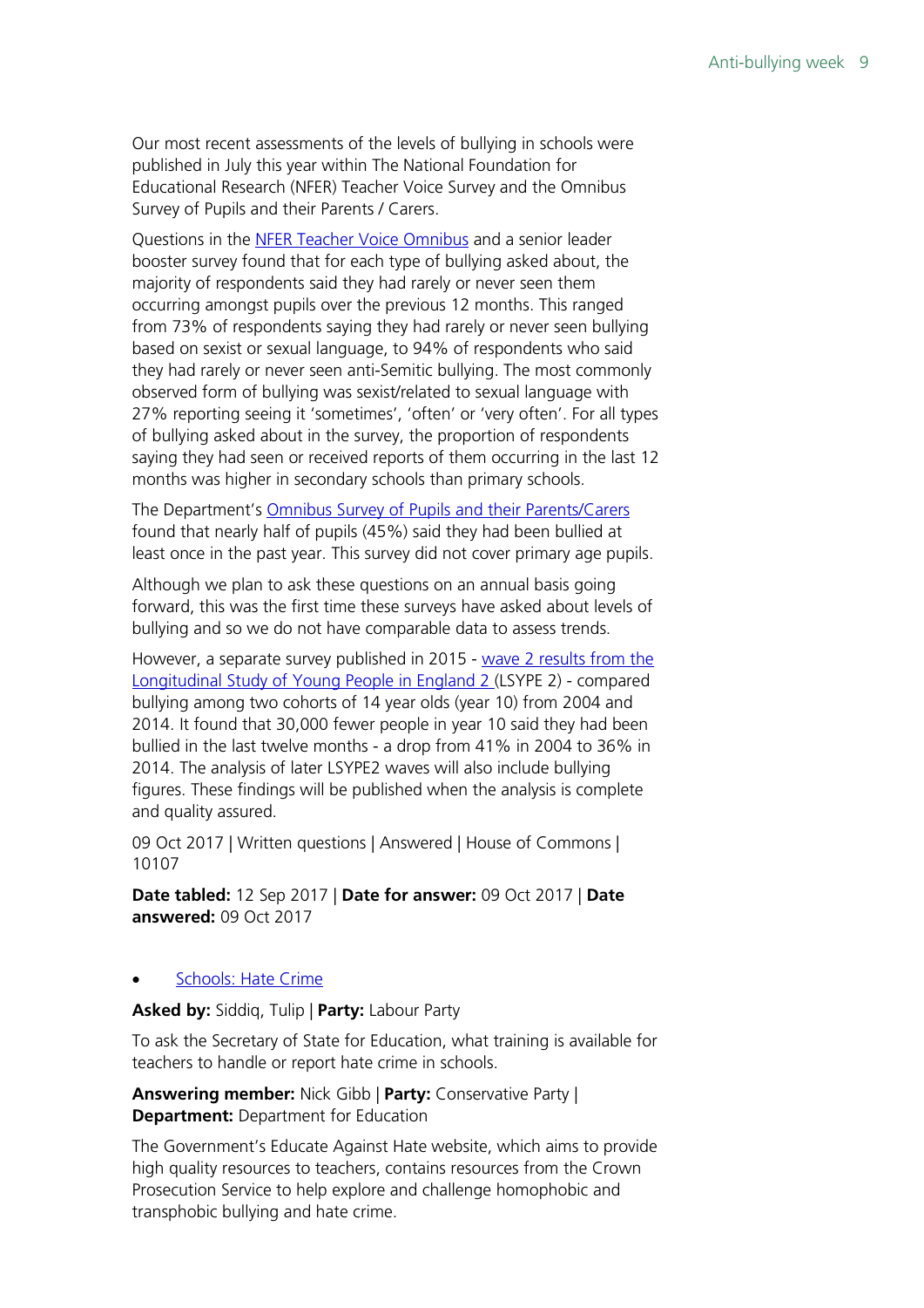Our most recent assessments of the levels of bullying in schools were published in July this year within The National Foundation for Educational Research (NFER) Teacher Voice Survey and the Omnibus Survey of Pupils and their Parents / Carers.

Questions in the [NFER Teacher Voice Omnibus]() and a senior leader booster survey found that for each type of bullying asked about, the majority of respondents said they had rarely or never seen them occurring amongst pupils over the previous 12 months. This ranged from 73% of respondents saying they had rarely or never seen bullying based on sexist or sexual language, to 94% of respondents who said they had rarely or never seen anti-Semitic bullying. The most commonly observed form of bullying was sexist/related to sexual language with 27% reporting seeing it 'sometimes', 'often' or 'very often'. For all types of bullying asked about in the survey, the proportion of respondents saying they had seen or received reports of them occurring in the last 12 months was higher in secondary schools than primary schools.

The Department's [Omnibus Survey of Pupils and their Parents/Carers]() found that nearly half of pupils (45%) said they had been bullied at least once in the past year. This survey did not cover primary age pupils.

Although we plan to ask these questions on an annual basis going forward, this was the first time these surveys have asked about levels of bullying and so we do not have comparable data to assess trends.

However, a separate survey published in 2015 - [wave 2 results from the Longitudinal Study of Young People in England 2]() (LSYPE 2) - compared bullying among two cohorts of 14 year olds (year 10) from 2004 and 2014. It found that 30,000 fewer people in year 10 said they had been bullied in the last twelve months - a drop from 41% in 2004 to 36% in 2014. The analysis of later LSYPE2 waves will also include bullying figures. These findings will be published when the analysis is complete and quality assured.

09 Oct 2017 | Written questions | Answered | House of Commons | 10107

**Date tabled:** 12 Sep 2017 | **Date for answer:** 09 Oct 2017 | **Date answered:** 09 Oct 2017

- [Schools: Hate Crime]()

**Asked by:** Siddiq, Tulip | **Party:** Labour Party

To ask the Secretary of State for Education, what training is available for teachers to handle or report hate crime in schools.

**Answering member:** Nick Gibb | **Party:** Conservative Party | **Department:** Department for Education

The Government's Educate Against Hate website, which aims to provide high quality resources to teachers, contains resources from the Crown Prosecution Service to help explore and challenge homophobic and transphobic bullying and hate crime.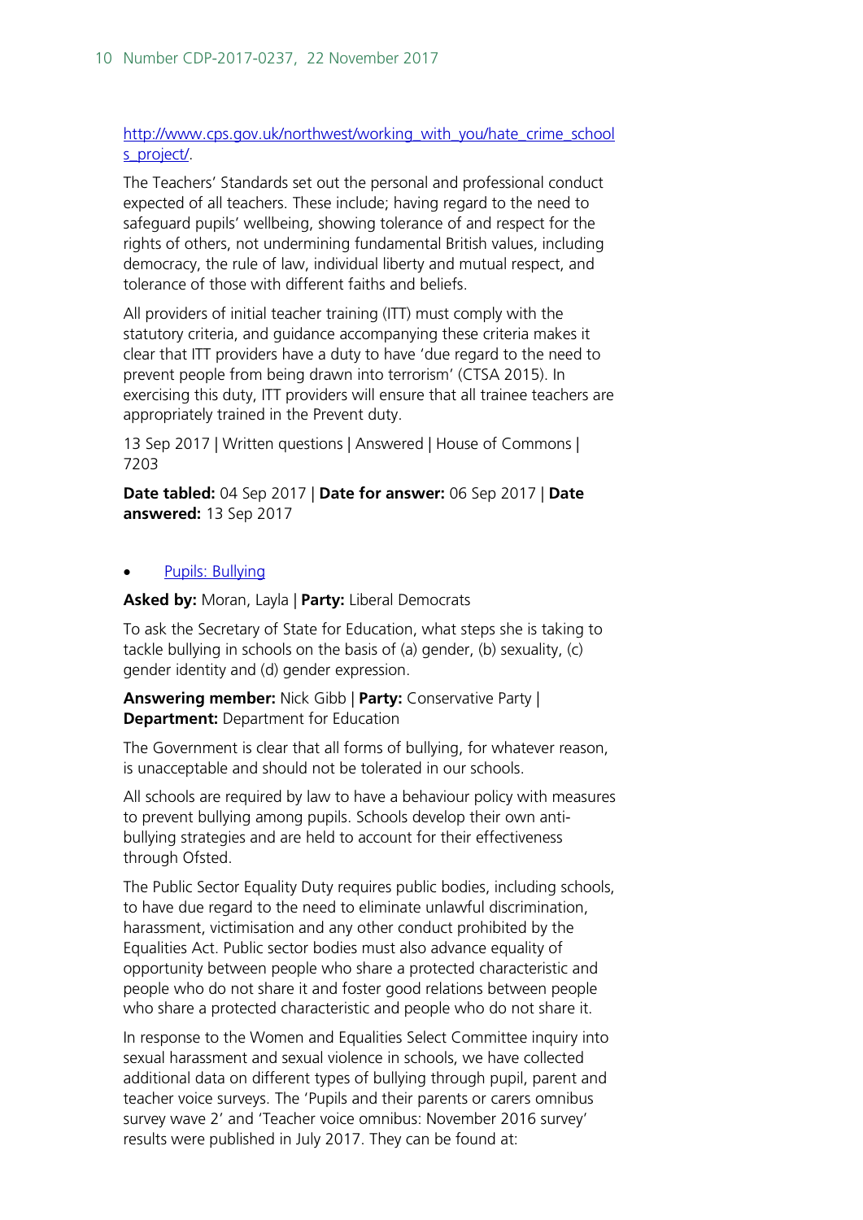http://www.cps.gov.uk/northwest/working_with_you/hate_crime_schools_project/.

The Teachers' Standards set out the personal and professional conduct expected of all teachers. These include; having regard to the need to safeguard pupils' wellbeing, showing tolerance of and respect for the rights of others, not undermining fundamental British values, including democracy, the rule of law, individual liberty and mutual respect, and tolerance of those with different faiths and beliefs.

All providers of initial teacher training (ITT) must comply with the statutory criteria, and guidance accompanying these criteria makes it clear that ITT providers have a duty to have 'due regard to the need to prevent people from being drawn into terrorism' (CTSA 2015). In exercising this duty, ITT providers will ensure that all trainee teachers are appropriately trained in the Prevent duty.

13 Sep 2017 | Written questions | Answered | House of Commons | 7203

**Date tabled:** 04 Sep 2017 | **Date for answer:** 06 Sep 2017 | **Date answered:** 13 Sep 2017

- Pupils: Bullying

**Asked by:** Moran, Layla | **Party:** Liberal Democrats

To ask the Secretary of State for Education, what steps she is taking to tackle bullying in schools on the basis of (a) gender, (b) sexuality, (c) gender identity and (d) gender expression.

**Answering member:** Nick Gibb | **Party:** Conservative Party | **Department:** Department for Education

The Government is clear that all forms of bullying, for whatever reason, is unacceptable and should not be tolerated in our schools.

All schools are required by law to have a behaviour policy with measures to prevent bullying among pupils. Schools develop their own anti-bullying strategies and are held to account for their effectiveness through Ofsted.

The Public Sector Equality Duty requires public bodies, including schools, to have due regard to the need to eliminate unlawful discrimination, harassment, victimisation and any other conduct prohibited by the Equalities Act. Public sector bodies must also advance equality of opportunity between people who share a protected characteristic and people who do not share it and foster good relations between people who share a protected characteristic and people who do not share it.

In response to the Women and Equalities Select Committee inquiry into sexual harassment and sexual violence in schools, we have collected additional data on different types of bullying through pupil, parent and teacher voice surveys. The 'Pupils and their parents or carers omnibus survey wave 2' and 'Teacher voice omnibus: November 2016 survey' results were published in July 2017. They can be found at: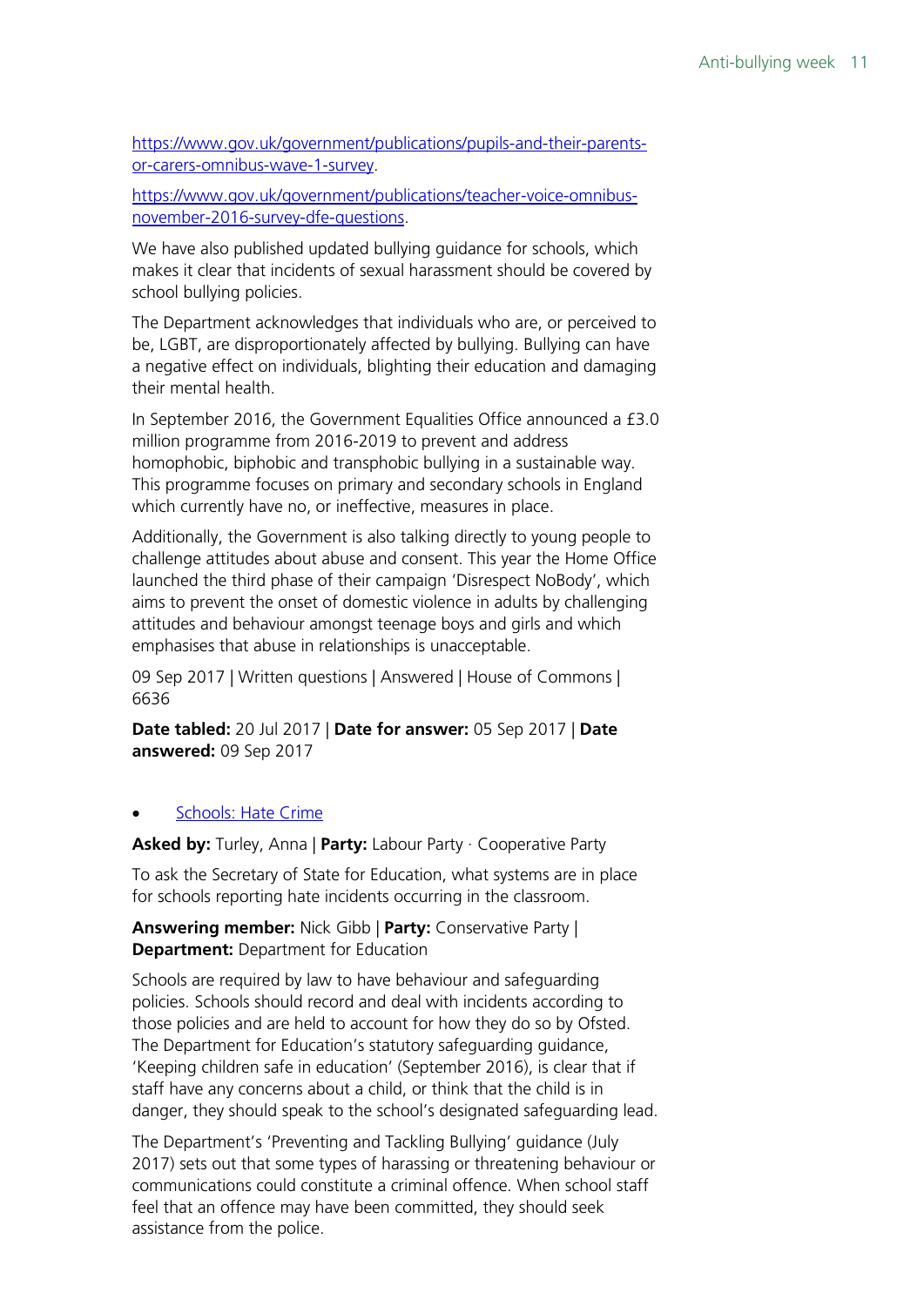[https://www.gov.uk/government/publications/pupils-and-their-parents-or-carers-omnibus-wave-1-survey](https://www.gov.uk/government/publications/pupils-and-their-parents-or-carers-omnibus-wave-1-survey).

[https://www.gov.uk/government/publications/teacher-voice-omnibus-november-2016-survey-dfe-questions](https://www.gov.uk/government/publications/teacher-voice-omnibus-november-2016-survey-dfe-questions).

We have also published updated bullying guidance for schools, which makes it clear that incidents of sexual harassment should be covered by school bullying policies.

The Department acknowledges that individuals who are, or perceived to be, LGBT, are disproportionately affected by bullying. Bullying can have a negative effect on individuals, blighting their education and damaging their mental health.

In September 2016, the Government Equalities Office announced a £3.0 million programme from 2016-2019 to prevent and address homophobic, biphobic and transphobic bullying in a sustainable way. This programme focuses on primary and secondary schools in England which currently have no, or ineffective, measures in place.

Additionally, the Government is also talking directly to young people to challenge attitudes about abuse and consent. This year the Home Office launched the third phase of their campaign 'Disrespect NoBody', which aims to prevent the onset of domestic violence in adults by challenging attitudes and behaviour amongst teenage boys and girls and which emphasises that abuse in relationships is unacceptable.

09 Sep 2017 | Written questions | Answered | House of Commons | 6636

**Date tabled:** 20 Jul 2017 | **Date for answer:** 05 Sep 2017 | **Date answered:** 09 Sep 2017

- Schools: Hate Crime

**Asked by:** Turley, Anna | **Party:** Labour Party · Cooperative Party

To ask the Secretary of State for Education, what systems are in place for schools reporting hate incidents occurring in the classroom.

**Answering member:** Nick Gibb | **Party:** Conservative Party | **Department:** Department for Education

Schools are required by law to have behaviour and safeguarding policies. Schools should record and deal with incidents according to those policies and are held to account for how they do so by Ofsted. The Department for Education's statutory safeguarding guidance, 'Keeping children safe in education' (September 2016), is clear that if staff have any concerns about a child, or think that the child is in danger, they should speak to the school's designated safeguarding lead.

The Department's 'Preventing and Tackling Bullying' guidance (July 2017) sets out that some types of harassing or threatening behaviour or communications could constitute a criminal offence. When school staff feel that an offence may have been committed, they should seek assistance from the police.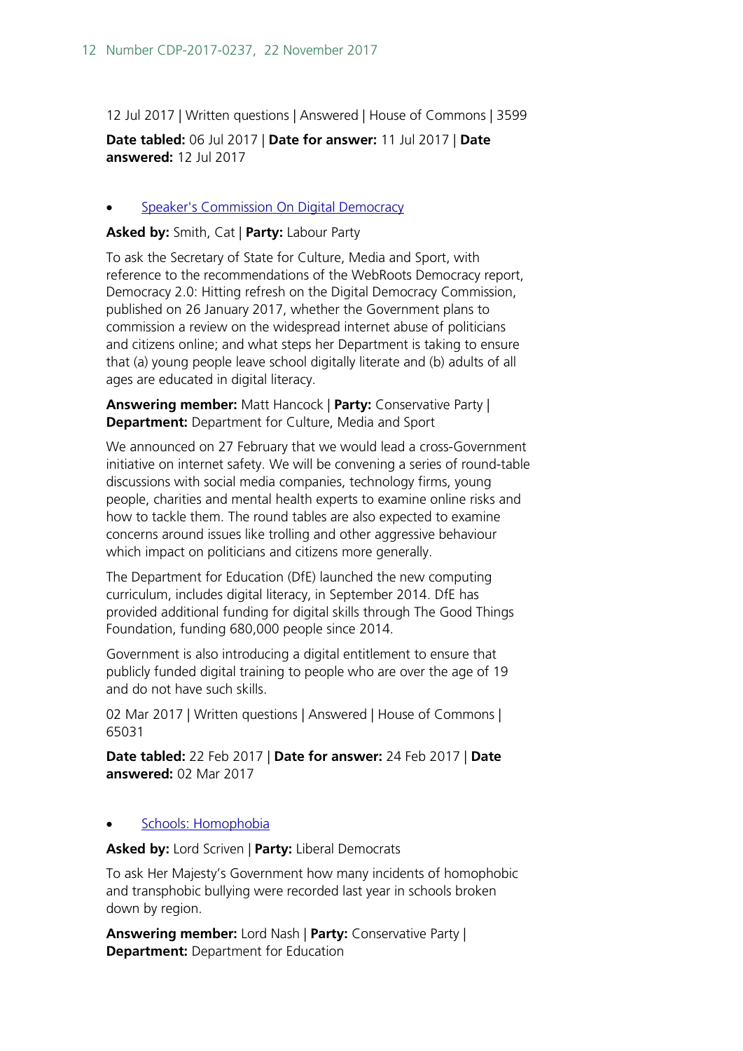12 Jul 2017 | Written questions | Answered | House of Commons | 3599

**Date tabled:** 06 Jul 2017 | **Date for answer:** 11 Jul 2017 | **Date answered:** 12 Jul 2017

- [Speaker's Commission On Digital Democracy]()

**Asked by:** Smith, Cat | **Party:** Labour Party

To ask the Secretary of State for Culture, Media and Sport, with reference to the recommendations of the WebRoots Democracy report, Democracy 2.0: Hitting refresh on the Digital Democracy Commission, published on 26 January 2017, whether the Government plans to commission a review on the widespread internet abuse of politicians and citizens online; and what steps her Department is taking to ensure that (a) young people leave school digitally literate and (b) adults of all ages are educated in digital literacy.

**Answering member:** Matt Hancock | **Party:** Conservative Party | **Department:** Department for Culture, Media and Sport

We announced on 27 February that we would lead a cross-Government initiative on internet safety. We will be convening a series of round-table discussions with social media companies, technology firms, young people, charities and mental health experts to examine online risks and how to tackle them. The round tables are also expected to examine concerns around issues like trolling and other aggressive behaviour which impact on politicians and citizens more generally.

The Department for Education (DfE) launched the new computing curriculum, includes digital literacy, in September 2014. DfE has provided additional funding for digital skills through The Good Things Foundation, funding 680,000 people since 2014.

Government is also introducing a digital entitlement to ensure that publicly funded digital training to people who are over the age of 19 and do not have such skills.

02 Mar 2017 | Written questions | Answered | House of Commons | 65031

**Date tabled:** 22 Feb 2017 | **Date for answer:** 24 Feb 2017 | **Date answered:** 02 Mar 2017

- [Schools: Homophobia]()

**Asked by:** Lord Scriven | **Party:** Liberal Democrats

To ask Her Majesty's Government how many incidents of homophobic and transphobic bullying were recorded last year in schools broken down by region.

**Answering member:** Lord Nash | **Party:** Conservative Party | **Department:** Department for Education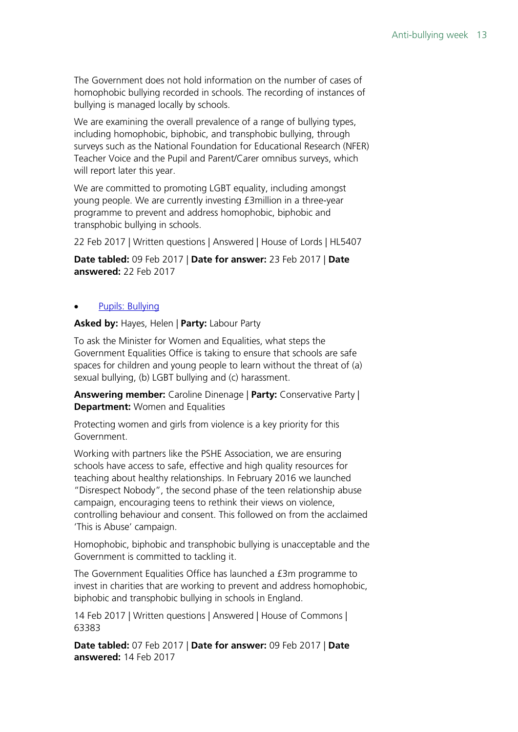The Government does not hold information on the number of cases of homophobic bullying recorded in schools. The recording of instances of bullying is managed locally by schools.

We are examining the overall prevalence of a range of bullying types, including homophobic, biphobic, and transphobic bullying, through surveys such as the National Foundation for Educational Research (NFER) Teacher Voice and the Pupil and Parent/Carer omnibus surveys, which will report later this year.

We are committed to promoting LGBT equality, including amongst young people. We are currently investing £3million in a three-year programme to prevent and address homophobic, biphobic and transphobic bullying in schools.

22 Feb 2017 | Written questions | Answered | House of Lords | HL5407

**Date tabled:** 09 Feb 2017 | **Date for answer:** 23 Feb 2017 | **Date answered:** 22 Feb 2017

- Pupils: Bullying

**Asked by:** Hayes, Helen | **Party:** Labour Party

To ask the Minister for Women and Equalities, what steps the Government Equalities Office is taking to ensure that schools are safe spaces for children and young people to learn without the threat of (a) sexual bullying, (b) LGBT bullying and (c) harassment.

**Answering member:** Caroline Dinenage | **Party:** Conservative Party | **Department:** Women and Equalities

Protecting women and girls from violence is a key priority for this Government.

Working with partners like the PSHE Association, we are ensuring schools have access to safe, effective and high quality resources for teaching about healthy relationships. In February 2016 we launched "Disrespect Nobody", the second phase of the teen relationship abuse campaign, encouraging teens to rethink their views on violence, controlling behaviour and consent. This followed on from the acclaimed 'This is Abuse' campaign.

Homophobic, biphobic and transphobic bullying is unacceptable and the Government is committed to tackling it.

The Government Equalities Office has launched a £3m programme to invest in charities that are working to prevent and address homophobic, biphobic and transphobic bullying in schools in England.

14 Feb 2017 | Written questions | Answered | House of Commons | 63383

**Date tabled:** 07 Feb 2017 | **Date for answer:** 09 Feb 2017 | **Date answered:** 14 Feb 2017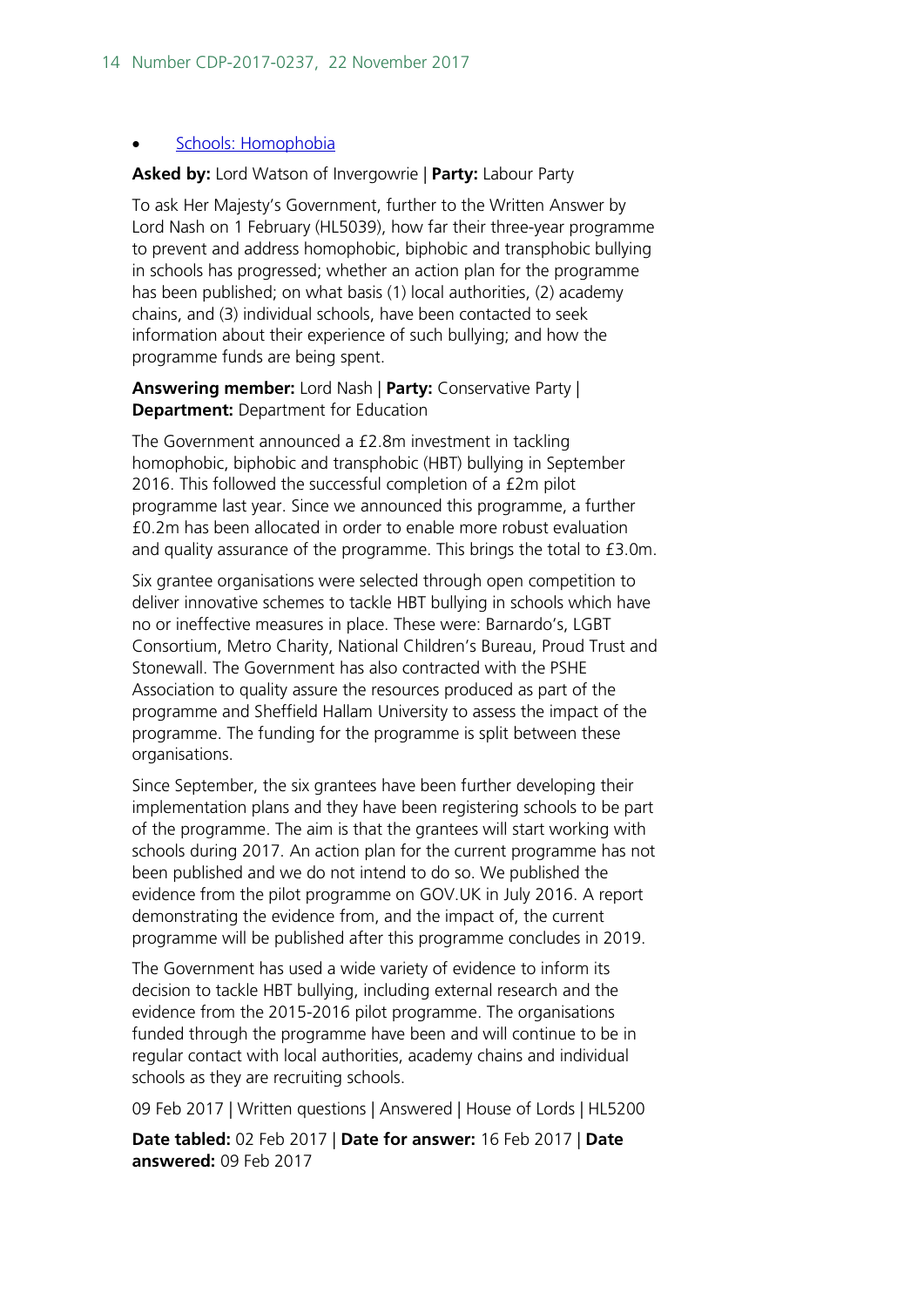- Schools: Homophobia

**Asked by:** Lord Watson of Invergowrie | **Party:** Labour Party

To ask Her Majesty's Government, further to the Written Answer by Lord Nash on 1 February (HL5039), how far their three-year programme to prevent and address homophobic, biphobic and transphobic bullying in schools has progressed; whether an action plan for the programme has been published; on what basis (1) local authorities, (2) academy chains, and (3) individual schools, have been contacted to seek information about their experience of such bullying; and how the programme funds are being spent.

**Answering member:** Lord Nash | **Party:** Conservative Party | **Department:** Department for Education

The Government announced a £2.8m investment in tackling homophobic, biphobic and transphobic (HBT) bullying in September 2016. This followed the successful completion of a £2m pilot programme last year. Since we announced this programme, a further £0.2m has been allocated in order to enable more robust evaluation and quality assurance of the programme. This brings the total to £3.0m.

Six grantee organisations were selected through open competition to deliver innovative schemes to tackle HBT bullying in schools which have no or ineffective measures in place. These were: Barnardo's, LGBT Consortium, Metro Charity, National Children's Bureau, Proud Trust and Stonewall. The Government has also contracted with the PSHE Association to quality assure the resources produced as part of the programme and Sheffield Hallam University to assess the impact of the programme. The funding for the programme is split between these organisations.

Since September, the six grantees have been further developing their implementation plans and they have been registering schools to be part of the programme. The aim is that the grantees will start working with schools during 2017. An action plan for the current programme has not been published and we do not intend to do so. We published the evidence from the pilot programme on GOV.UK in July 2016. A report demonstrating the evidence from, and the impact of, the current programme will be published after this programme concludes in 2019.

The Government has used a wide variety of evidence to inform its decision to tackle HBT bullying, including external research and the evidence from the 2015-2016 pilot programme. The organisations funded through the programme have been and will continue to be in regular contact with local authorities, academy chains and individual schools as they are recruiting schools.

09 Feb 2017 | Written questions | Answered | House of Lords | HL5200

**Date tabled:** 02 Feb 2017 | **Date for answer:** 16 Feb 2017 | **Date answered:** 09 Feb 2017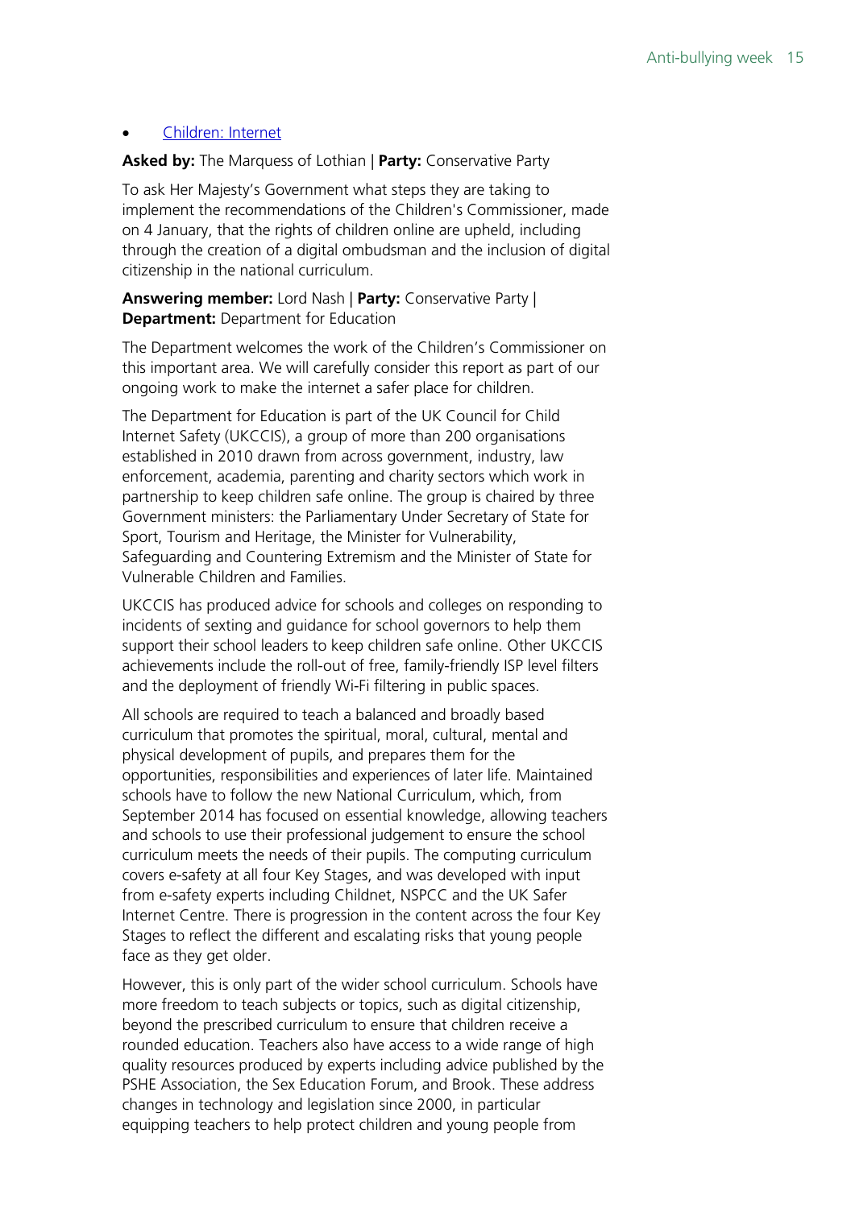- [Children: Internet]()

**Asked by:** The Marquess of Lothian | **Party:** Conservative Party

To ask Her Majesty's Government what steps they are taking to implement the recommendations of the Children's Commissioner, made on 4 January, that the rights of children online are upheld, including through the creation of a digital ombudsman and the inclusion of digital citizenship in the national curriculum.

**Answering member:** Lord Nash | **Party:** Conservative Party | **Department:** Department for Education

The Department welcomes the work of the Children's Commissioner on this important area. We will carefully consider this report as part of our ongoing work to make the internet a safer place for children.

The Department for Education is part of the UK Council for Child Internet Safety (UKCCIS), a group of more than 200 organisations established in 2010 drawn from across government, industry, law enforcement, academia, parenting and charity sectors which work in partnership to keep children safe online. The group is chaired by three Government ministers: the Parliamentary Under Secretary of State for Sport, Tourism and Heritage, the Minister for Vulnerability, Safeguarding and Countering Extremism and the Minister of State for Vulnerable Children and Families.

UKCCIS has produced advice for schools and colleges on responding to incidents of sexting and guidance for school governors to help them support their school leaders to keep children safe online. Other UKCCIS achievements include the roll-out of free, family-friendly ISP level filters and the deployment of friendly Wi-Fi filtering in public spaces.

All schools are required to teach a balanced and broadly based curriculum that promotes the spiritual, moral, cultural, mental and physical development of pupils, and prepares them for the opportunities, responsibilities and experiences of later life. Maintained schools have to follow the new National Curriculum, which, from September 2014 has focused on essential knowledge, allowing teachers and schools to use their professional judgement to ensure the school curriculum meets the needs of their pupils. The computing curriculum covers e-safety at all four Key Stages, and was developed with input from e-safety experts including Childnet, NSPCC and the UK Safer Internet Centre. There is progression in the content across the four Key Stages to reflect the different and escalating risks that young people face as they get older.

However, this is only part of the wider school curriculum. Schools have more freedom to teach subjects or topics, such as digital citizenship, beyond the prescribed curriculum to ensure that children receive a rounded education. Teachers also have access to a wide range of high quality resources produced by experts including advice published by the PSHE Association, the Sex Education Forum, and Brook. These address changes in technology and legislation since 2000, in particular equipping teachers to help protect children and young people from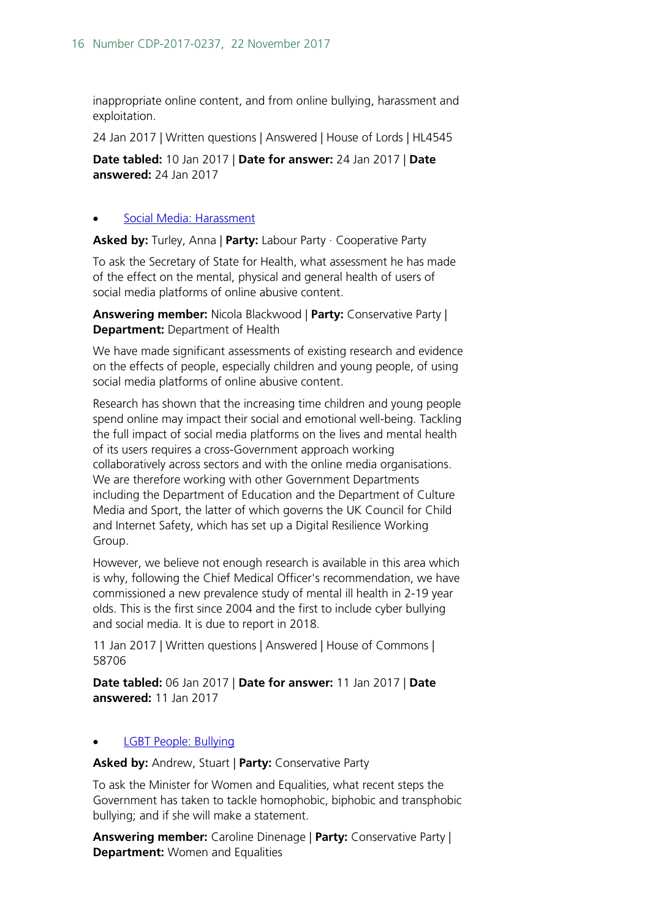inappropriate online content, and from online bullying, harassment and exploitation.

24 Jan 2017 | Written questions | Answered | House of Lords | HL4545

**Date tabled:** 10 Jan 2017 | **Date for answer:** 24 Jan 2017 | **Date answered:** 24 Jan 2017

- Social Media: Harassment

**Asked by:** Turley, Anna | **Party:** Labour Party · Cooperative Party

To ask the Secretary of State for Health, what assessment he has made of the effect on the mental, physical and general health of users of social media platforms of online abusive content.

**Answering member:** Nicola Blackwood | **Party:** Conservative Party | **Department:** Department of Health

We have made significant assessments of existing research and evidence on the effects of people, especially children and young people, of using social media platforms of online abusive content.

Research has shown that the increasing time children and young people spend online may impact their social and emotional well-being. Tackling the full impact of social media platforms on the lives and mental health of its users requires a cross-Government approach working collaboratively across sectors and with the online media organisations. We are therefore working with other Government Departments including the Department of Education and the Department of Culture Media and Sport, the latter of which governs the UK Council for Child and Internet Safety, which has set up a Digital Resilience Working Group.

However, we believe not enough research is available in this area which is why, following the Chief Medical Officer's recommendation, we have commissioned a new prevalence study of mental ill health in 2-19 year olds. This is the first since 2004 and the first to include cyber bullying and social media. It is due to report in 2018.

11 Jan 2017 | Written questions | Answered | House of Commons | 58706

**Date tabled:** 06 Jan 2017 | **Date for answer:** 11 Jan 2017 | **Date answered:** 11 Jan 2017

- LGBT People: Bullying

**Asked by:** Andrew, Stuart | **Party:** Conservative Party

To ask the Minister for Women and Equalities, what recent steps the Government has taken to tackle homophobic, biphobic and transphobic bullying; and if she will make a statement.

**Answering member:** Caroline Dinenage | **Party:** Conservative Party | **Department:** Women and Equalities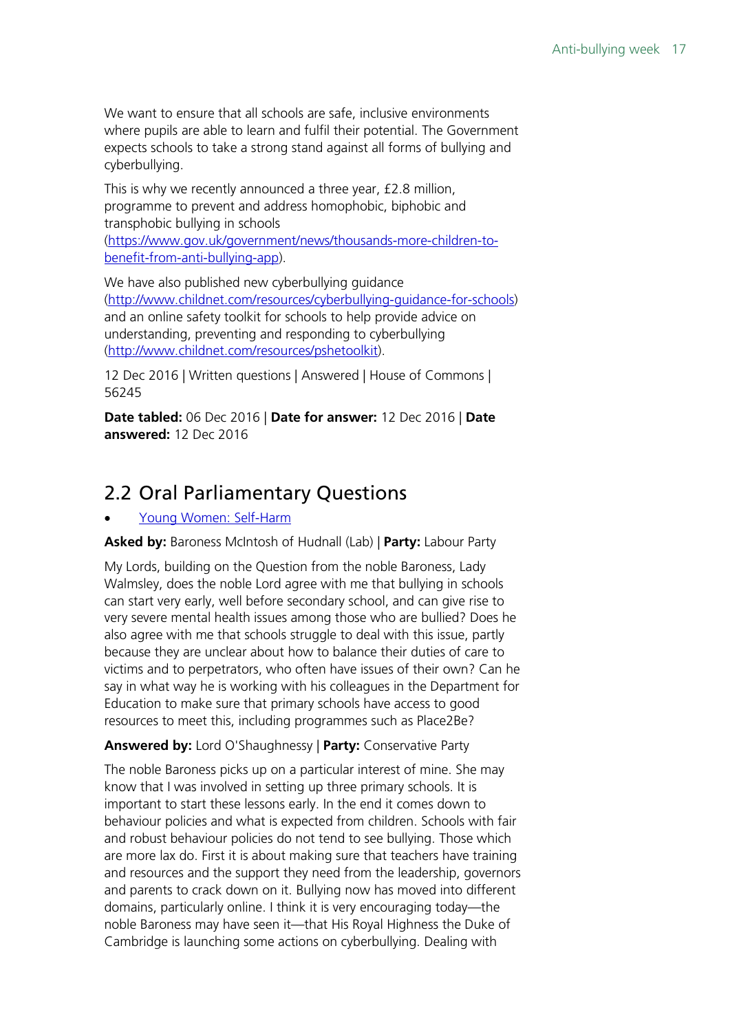We want to ensure that all schools are safe, inclusive environments where pupils are able to learn and fulfil their potential. The Government expects schools to take a strong stand against all forms of bullying and cyberbullying.

This is why we recently announced a three year, £2.8 million, programme to prevent and address homophobic, biphobic and transphobic bullying in schools (https://www.gov.uk/government/news/thousands-more-children-to-benefit-from-anti-bullying-app).

We have also published new cyberbullying guidance (http://www.childnet.com/resources/cyberbullying-guidance-for-schools) and an online safety toolkit for schools to help provide advice on understanding, preventing and responding to cyberbullying (http://www.childnet.com/resources/pshetoolkit).

12 Dec 2016 | Written questions | Answered | House of Commons | 56245

**Date tabled:** 06 Dec 2016 | **Date for answer:** 12 Dec 2016 | **Date answered:** 12 Dec 2016

## 2.2 Oral Parliamentary Questions

- Young Women: Self-Harm

**Asked by:** Baroness McIntosh of Hudnall (Lab) | **Party:** Labour Party

My Lords, building on the Question from the noble Baroness, Lady Walmsley, does the noble Lord agree with me that bullying in schools can start very early, well before secondary school, and can give rise to very severe mental health issues among those who are bullied? Does he also agree with me that schools struggle to deal with this issue, partly because they are unclear about how to balance their duties of care to victims and to perpetrators, who often have issues of their own? Can he say in what way he is working with his colleagues in the Department for Education to make sure that primary schools have access to good resources to meet this, including programmes such as Place2Be?

**Answered by:** Lord O'Shaughnessy | **Party:** Conservative Party

The noble Baroness picks up on a particular interest of mine. She may know that I was involved in setting up three primary schools. It is important to start these lessons early. In the end it comes down to behaviour policies and what is expected from children. Schools with fair and robust behaviour policies do not tend to see bullying. Those which are more lax do. First it is about making sure that teachers have training and resources and the support they need from the leadership, governors and parents to crack down on it. Bullying now has moved into different domains, particularly online. I think it is very encouraging today—the noble Baroness may have seen it—that His Royal Highness the Duke of Cambridge is launching some actions on cyberbullying. Dealing with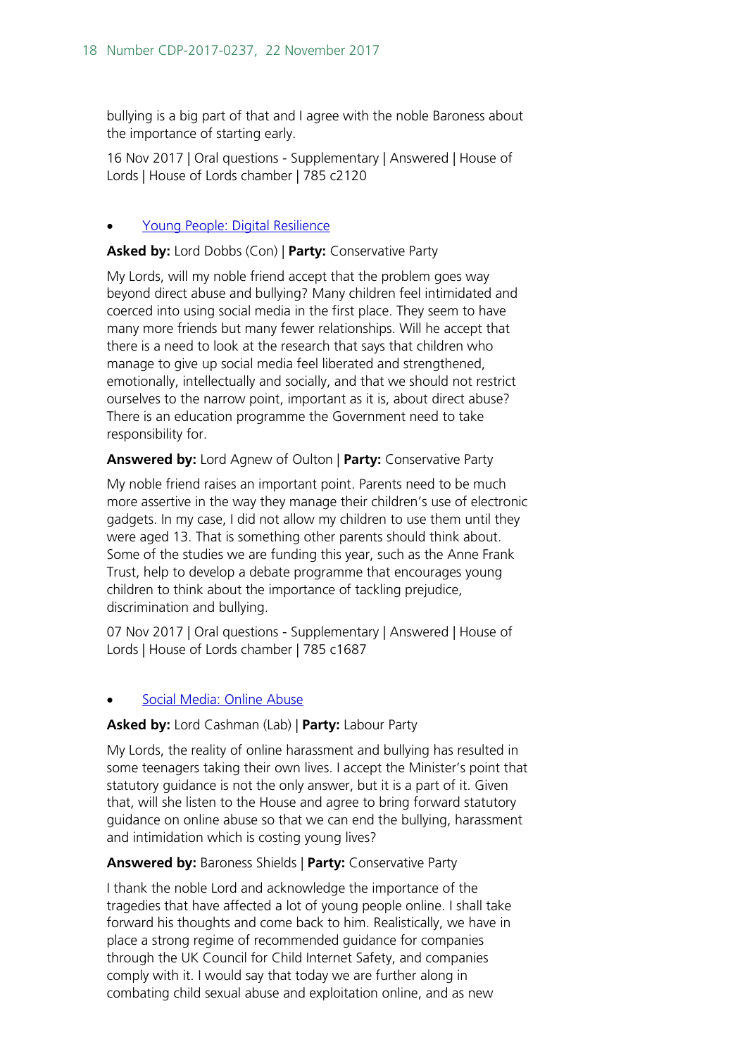bullying is a big part of that and I agree with the noble Baroness about the importance of starting early.

16 Nov 2017 | Oral questions - Supplementary | Answered | House of Lords | House of Lords chamber | 785 c2120

- Young People: Digital Resilience

**Asked by:** Lord Dobbs (Con) | **Party:** Conservative Party

My Lords, will my noble friend accept that the problem goes way beyond direct abuse and bullying? Many children feel intimidated and coerced into using social media in the first place. They seem to have many more friends but many fewer relationships. Will he accept that there is a need to look at the research that says that children who manage to give up social media feel liberated and strengthened, emotionally, intellectually and socially, and that we should not restrict ourselves to the narrow point, important as it is, about direct abuse? There is an education programme the Government need to take responsibility for.

**Answered by:** Lord Agnew of Oulton | **Party:** Conservative Party

My noble friend raises an important point. Parents need to be much more assertive in the way they manage their children's use of electronic gadgets. In my case, I did not allow my children to use them until they were aged 13. That is something other parents should think about. Some of the studies we are funding this year, such as the Anne Frank Trust, help to develop a debate programme that encourages young children to think about the importance of tackling prejudice, discrimination and bullying.

07 Nov 2017 | Oral questions - Supplementary | Answered | House of Lords | House of Lords chamber | 785 c1687

- Social Media: Online Abuse

**Asked by:** Lord Cashman (Lab) | **Party:** Labour Party

My Lords, the reality of online harassment and bullying has resulted in some teenagers taking their own lives. I accept the Minister's point that statutory guidance is not the only answer, but it is a part of it. Given that, will she listen to the House and agree to bring forward statutory guidance on online abuse so that we can end the bullying, harassment and intimidation which is costing young lives?

**Answered by:** Baroness Shields | **Party:** Conservative Party

I thank the noble Lord and acknowledge the importance of the tragedies that have affected a lot of young people online. I shall take forward his thoughts and come back to him. Realistically, we have in place a strong regime of recommended guidance for companies through the UK Council for Child Internet Safety, and companies comply with it. I would say that today we are further along in combating child sexual abuse and exploitation online, and as new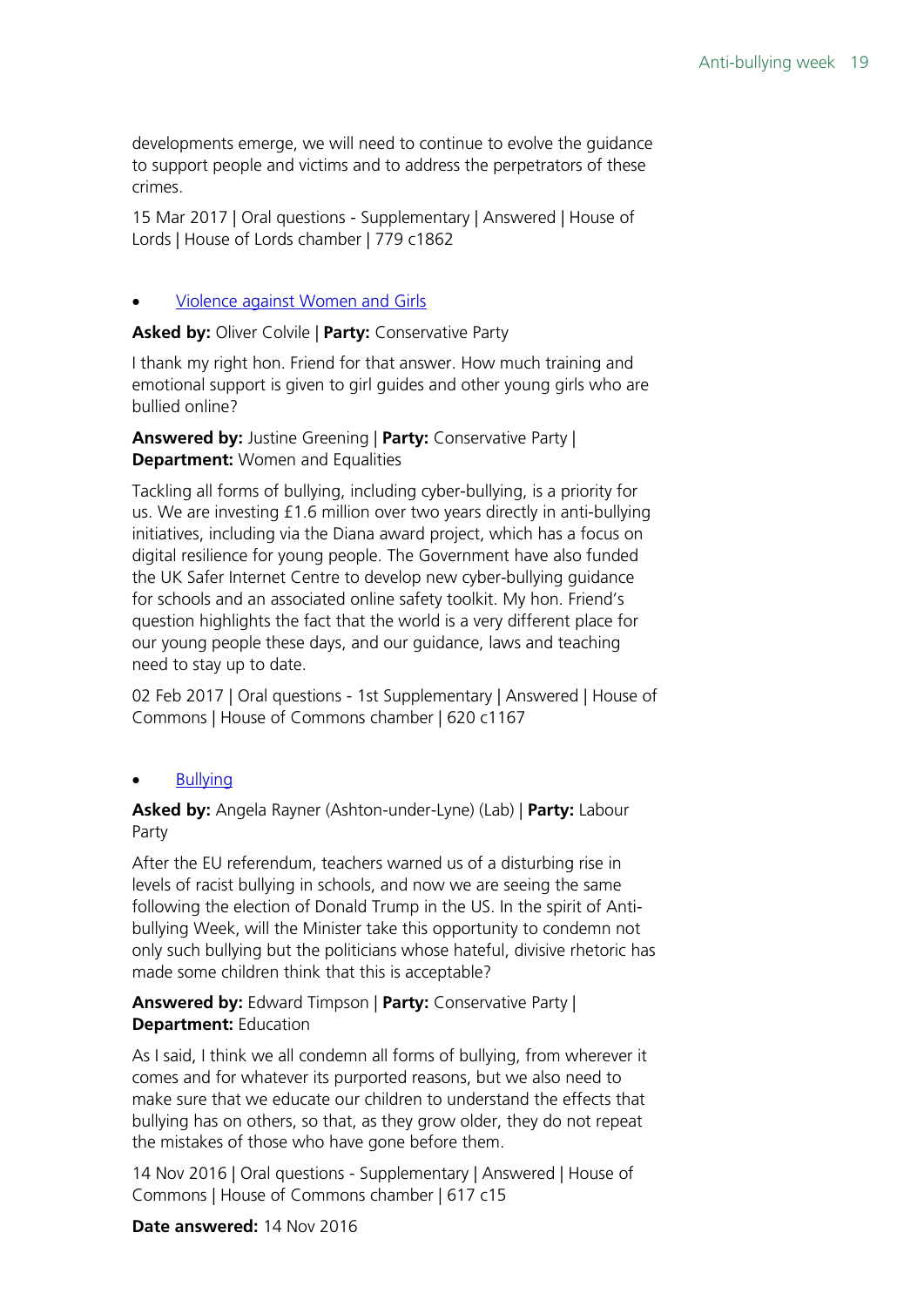developments emerge, we will need to continue to evolve the guidance to support people and victims and to address the perpetrators of these crimes.

15 Mar 2017 | Oral questions - Supplementary | Answered | House of Lords | House of Lords chamber | 779 c1862

- Violence against Women and Girls

**Asked by:** Oliver Colvile | **Party:** Conservative Party

I thank my right hon. Friend for that answer. How much training and emotional support is given to girl guides and other young girls who are bullied online?

**Answered by:** Justine Greening | **Party:** Conservative Party | **Department:** Women and Equalities

Tackling all forms of bullying, including cyber-bullying, is a priority for us. We are investing £1.6 million over two years directly in anti-bullying initiatives, including via the Diana award project, which has a focus on digital resilience for young people. The Government have also funded the UK Safer Internet Centre to develop new cyber-bullying guidance for schools and an associated online safety toolkit. My hon. Friend's question highlights the fact that the world is a very different place for our young people these days, and our guidance, laws and teaching need to stay up to date.

02 Feb 2017 | Oral questions - 1st Supplementary | Answered | House of Commons | House of Commons chamber | 620 c1167

- Bullying

**Asked by:** Angela Rayner (Ashton-under-Lyne) (Lab) | **Party:** Labour Party

After the EU referendum, teachers warned us of a disturbing rise in levels of racist bullying in schools, and now we are seeing the same following the election of Donald Trump in the US. In the spirit of Anti-bullying Week, will the Minister take this opportunity to condemn not only such bullying but the politicians whose hateful, divisive rhetoric has made some children think that this is acceptable?

**Answered by:** Edward Timpson | **Party:** Conservative Party | **Department:** Education

As I said, I think we all condemn all forms of bullying, from wherever it comes and for whatever its purported reasons, but we also need to make sure that we educate our children to understand the effects that bullying has on others, so that, as they grow older, they do not repeat the mistakes of those who have gone before them.

14 Nov 2016 | Oral questions - Supplementary | Answered | House of Commons | House of Commons chamber | 617 c15

**Date answered:** 14 Nov 2016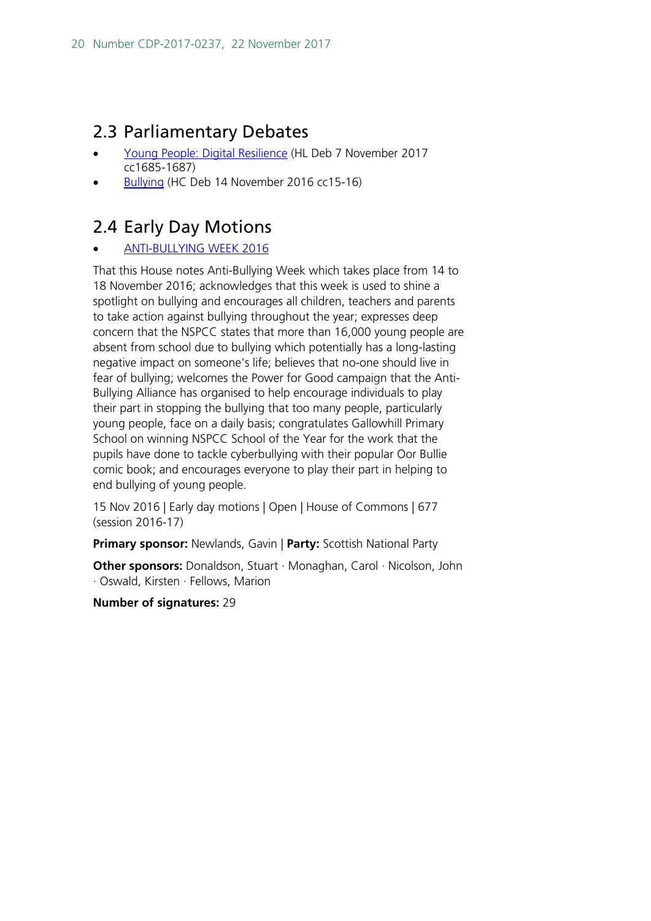## 2.3 Parliamentary Debates

- Young People: Digital Resilience (HL Deb 7 November 2017 cc1685-1687)
- Bullying (HC Deb 14 November 2016 cc15-16)

## 2.4 Early Day Motions

- ANTI-BULLYING WEEK 2016

That this House notes Anti-Bullying Week which takes place from 14 to 18 November 2016; acknowledges that this week is used to shine a spotlight on bullying and encourages all children, teachers and parents to take action against bullying throughout the year; expresses deep concern that the NSPCC states that more than 16,000 young people are absent from school due to bullying which potentially has a long-lasting negative impact on someone's life; believes that no-one should live in fear of bullying; welcomes the Power for Good campaign that the Anti-Bullying Alliance has organised to help encourage individuals to play their part in stopping the bullying that too many people, particularly young people, face on a daily basis; congratulates Gallowhill Primary School on winning NSPCC School of the Year for the work that the pupils have done to tackle cyberbullying with their popular Oor Bullie comic book; and encourages everyone to play their part in helping to end bullying of young people.

15 Nov 2016 | Early day motions | Open | House of Commons | 677 (session 2016-17)

**Primary sponsor:** Newlands, Gavin | **Party:** Scottish National Party

**Other sponsors:** Donaldson, Stuart · Monaghan, Carol · Nicolson, John · Oswald, Kirsten · Fellows, Marion

**Number of signatures:** 29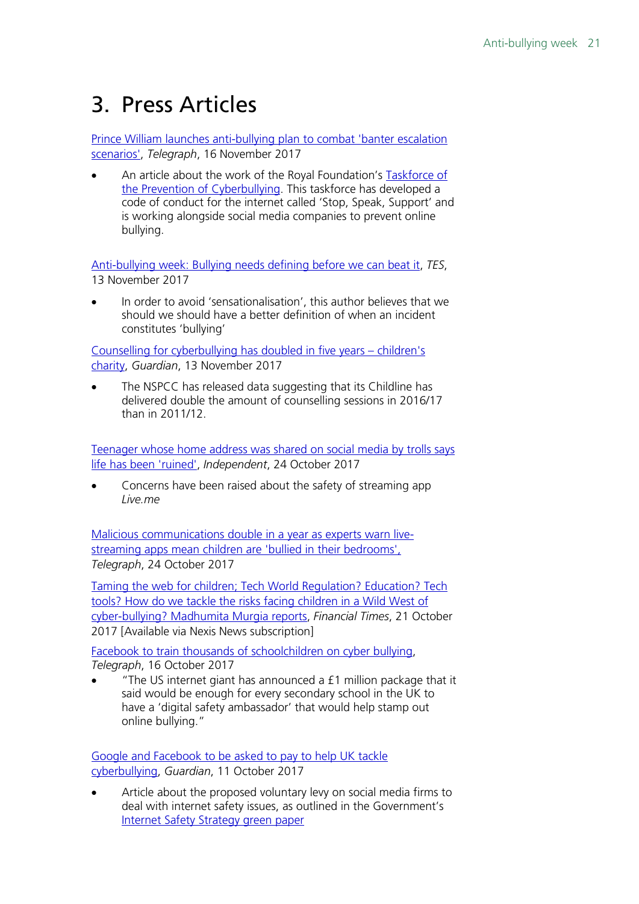# 3. Press Articles

Prince William launches anti-bullying plan to combat 'banter escalation scenarios', *Telegraph*, 16 November 2017

- An article about the work of the Royal Foundation's Taskforce of the Prevention of Cyberbullying. This taskforce has developed a code of conduct for the internet called 'Stop, Speak, Support' and is working alongside social media companies to prevent online bullying.

Anti-bullying week: Bullying needs defining before we can beat it, *TES*, 13 November 2017

- In order to avoid 'sensationalisation', this author believes that we should we should have a better definition of when an incident constitutes 'bullying'

Counselling for cyberbullying has doubled in five years – children's charity, *Guardian*, 13 November 2017

- The NSPCC has released data suggesting that its Childline has delivered double the amount of counselling sessions in 2016/17 than in 2011/12.

Teenager whose home address was shared on social media by trolls says life has been 'ruined', *Independent*, 24 October 2017

- Concerns have been raised about the safety of streaming app *Live.me*

Malicious communications double in a year as experts warn live-streaming apps mean children are 'bullied in their bedrooms', *Telegraph*, 24 October 2017

Taming the web for children; Tech World Regulation? Education? Tech tools? How do we tackle the risks facing children in a Wild West of cyber-bullying? Madhumita Murgia reports, *Financial Times*, 21 October 2017 [Available via Nexis News subscription]

Facebook to train thousands of schoolchildren on cyber bullying, *Telegraph*, 16 October 2017

- "The US internet giant has announced a £1 million package that it said would be enough for every secondary school in the UK to have a 'digital safety ambassador' that would help stamp out online bullying."

Google and Facebook to be asked to pay to help UK tackle cyberbullying, *Guardian*, 11 October 2017

- Article about the proposed voluntary levy on social media firms to deal with internet safety issues, as outlined in the Government's Internet Safety Strategy green paper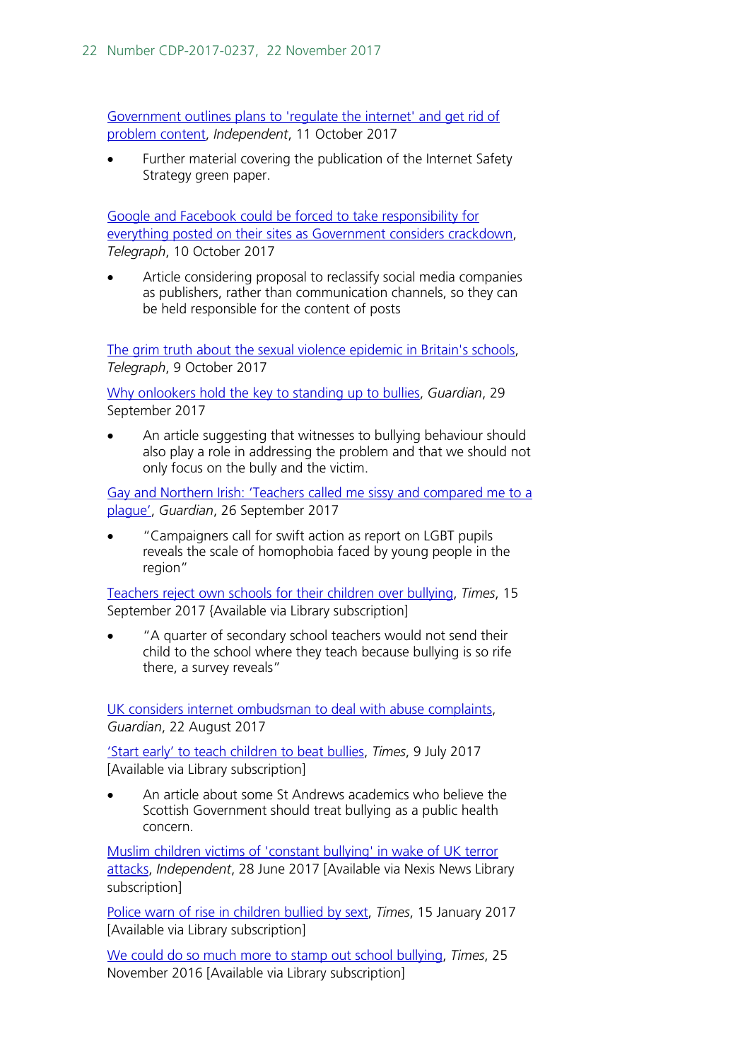Government outlines plans to 'regulate the internet' and get rid of problem content, *Independent*, 11 October 2017

- Further material covering the publication of the Internet Safety Strategy green paper.

Google and Facebook could be forced to take responsibility for everything posted on their sites as Government considers crackdown, *Telegraph*, 10 October 2017

- Article considering proposal to reclassify social media companies as publishers, rather than communication channels, so they can be held responsible for the content of posts

The grim truth about the sexual violence epidemic in Britain's schools, *Telegraph*, 9 October 2017

Why onlookers hold the key to standing up to bullies, *Guardian*, 29 September 2017

- An article suggesting that witnesses to bullying behaviour should also play a role in addressing the problem and that we should not only focus on the bully and the victim.

Gay and Northern Irish: 'Teachers called me sissy and compared me to a plague', *Guardian*, 26 September 2017

- "Campaigners call for swift action as report on LGBT pupils reveals the scale of homophobia faced by young people in the region"

Teachers reject own schools for their children over bullying, *Times*, 15 September 2017 {Available via Library subscription]

- "A quarter of secondary school teachers would not send their child to the school where they teach because bullying is so rife there, a survey reveals"

UK considers internet ombudsman to deal with abuse complaints, *Guardian*, 22 August 2017

'Start early' to teach children to beat bullies, *Times*, 9 July 2017 [Available via Library subscription]

- An article about some St Andrews academics who believe the Scottish Government should treat bullying as a public health concern.

Muslim children victims of 'constant bullying' in wake of UK terror attacks, *Independent*, 28 June 2017 [Available via Nexis News Library subscription]

Police warn of rise in children bullied by sext, *Times*, 15 January 2017 [Available via Library subscription]

We could do so much more to stamp out school bullying, *Times*, 25 November 2016 [Available via Library subscription]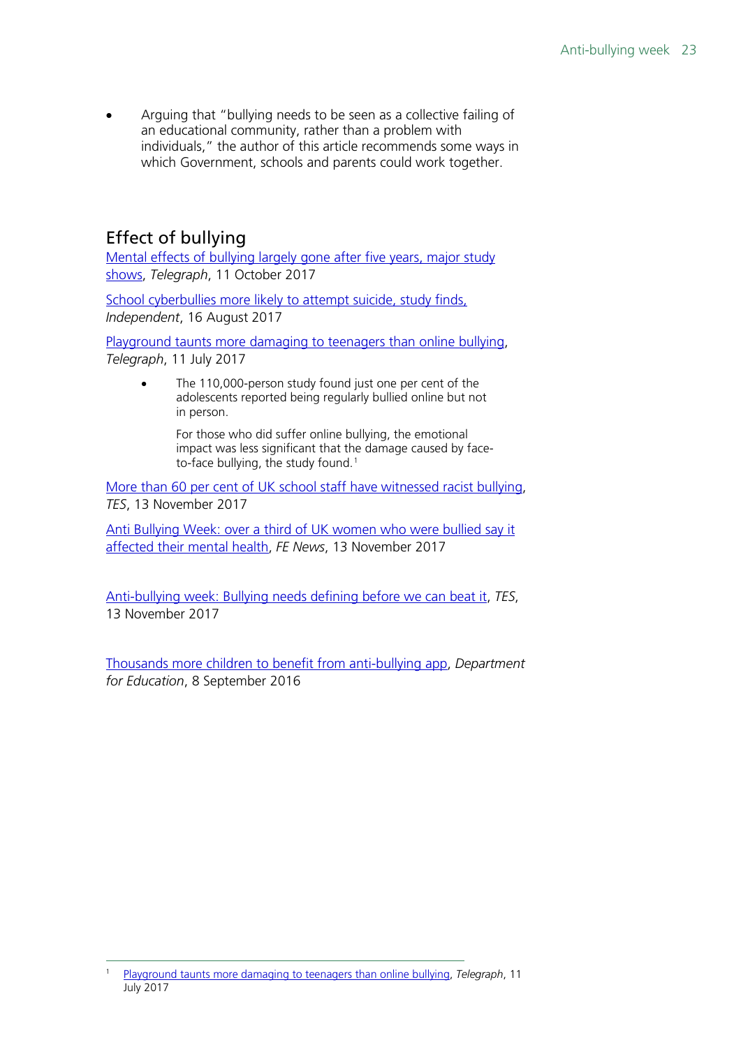- Arguing that "bullying needs to be seen as a collective failing of an educational community, rather than a problem with individuals," the author of this article recommends some ways in which Government, schools and parents could work together.

## Effect of bullying

Mental effects of bullying largely gone after five years, major study shows, *Telegraph*, 11 October 2017

School cyberbullies more likely to attempt suicide, study finds, *Independent*, 16 August 2017

Playground taunts more damaging to teenagers than online bullying, *Telegraph*, 11 July 2017

- The 110,000-person study found just one per cent of the adolescents reported being regularly bullied online but not in person.

  For those who did suffer online bullying, the emotional impact was less significant that the damage caused by face-to-face bullying, the study found.[1]

More than 60 per cent of UK school staff have witnessed racist bullying, *TES*, 13 November 2017

Anti Bullying Week: over a third of UK women who were bullied say it affected their mental health, *FE News*, 13 November 2017

Anti-bullying week: Bullying needs defining before we can beat it, *TES*, 13 November 2017

Thousands more children to benefit from anti-bullying app, *Department for Education*, 8 September 2016

[1] Playground taunts more damaging to teenagers than online bullying, *Telegraph*, 11 July 2017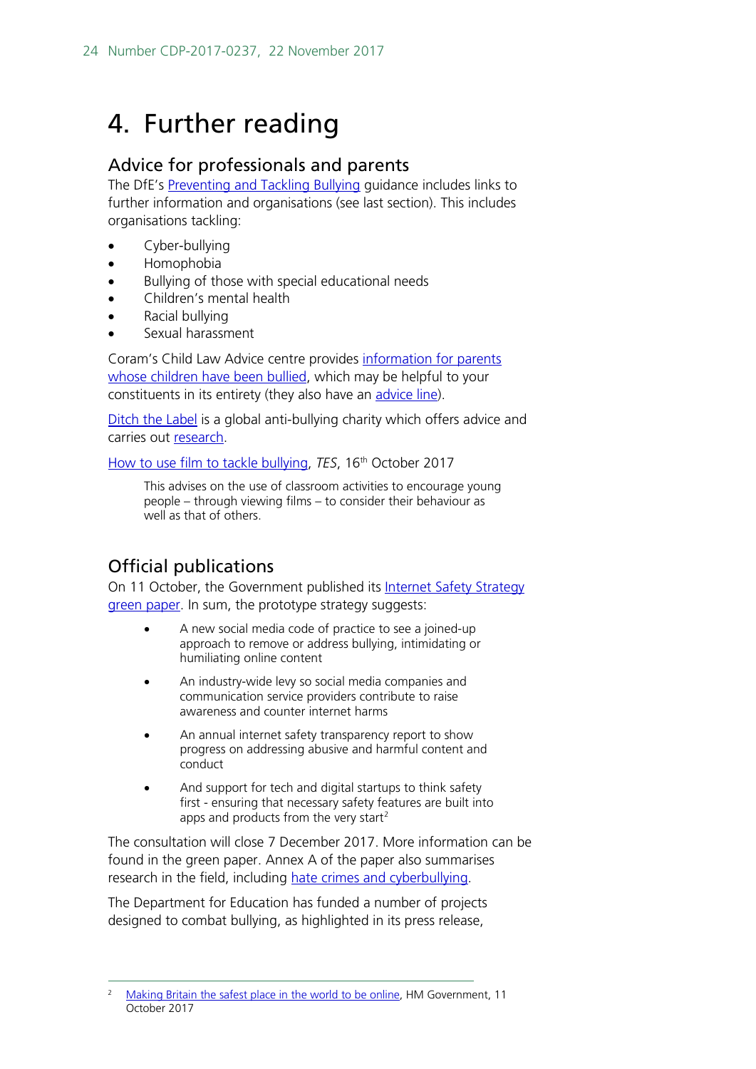# 4. Further reading

## Advice for professionals and parents

The DfE's Preventing and Tackling Bullying guidance includes links to further information and organisations (see last section). This includes organisations tackling:

- Cyber-bullying
- Homophobia
- Bullying of those with special educational needs
- Children's mental health
- Racial bullying
- Sexual harassment

Coram's Child Law Advice centre provides information for parents whose children have been bullied, which may be helpful to your constituents in its entirety (they also have an advice line).

Ditch the Label is a global anti-bullying charity which offers advice and carries out research.

How to use film to tackle bullying, *TES*, 16th October 2017

> This advises on the use of classroom activities to encourage young people – through viewing films – to consider their behaviour as well as that of others.

## Official publications

On 11 October, the Government published its Internet Safety Strategy green paper. In sum, the prototype strategy suggests:

- A new social media code of practice to see a joined-up approach to remove or address bullying, intimidating or humiliating online content
- An industry-wide levy so social media companies and communication service providers contribute to raise awareness and counter internet harms
- An annual internet safety transparency report to show progress on addressing abusive and harmful content and conduct
- And support for tech and digital startups to think safety first - ensuring that necessary safety features are built into apps and products from the very start[2]

The consultation will close 7 December 2017. More information can be found in the green paper. Annex A of the paper also summarises research in the field, including hate crimes and cyberbullying.

The Department for Education has funded a number of projects designed to combat bullying, as highlighted in its press release,

---

[2] Making Britain the safest place in the world to be online, HM Government, 11 October 2017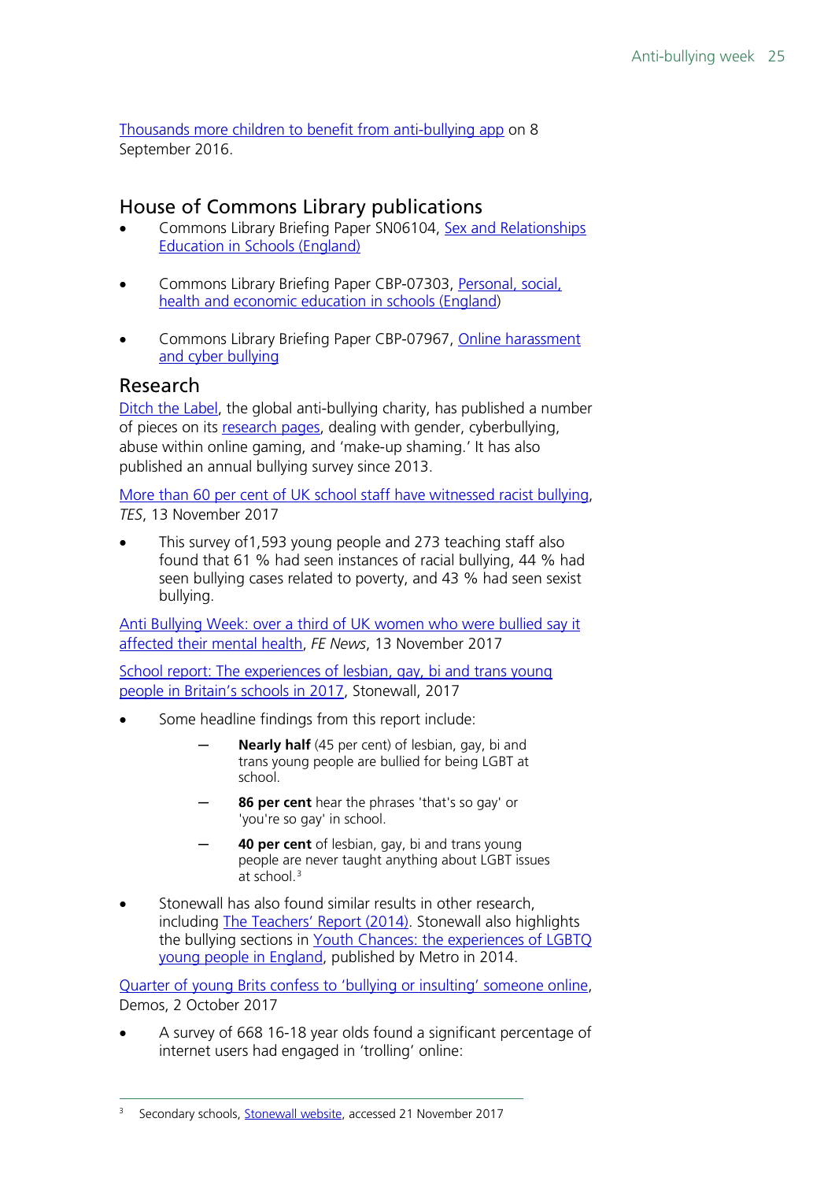Thousands more children to benefit from anti-bullying app on 8 September 2016.

## House of Commons Library publications

- Commons Library Briefing Paper SN06104, Sex and Relationships Education in Schools (England)
- Commons Library Briefing Paper CBP-07303, Personal, social, health and economic education in schools (England)
- Commons Library Briefing Paper CBP-07967, Online harassment and cyber bullying

## Research

Ditch the Label, the global anti-bullying charity, has published a number of pieces on its research pages, dealing with gender, cyberbullying, abuse within online gaming, and 'make-up shaming.' It has also published an annual bullying survey since 2013.

More than 60 per cent of UK school staff have witnessed racist bullying, *TES*, 13 November 2017

- This survey of1,593 young people and 273 teaching staff also found that 61 % had seen instances of racial bullying, 44 % had seen bullying cases related to poverty, and 43 % had seen sexist bullying.

Anti Bullying Week: over a third of UK women who were bullied say it affected their mental health, *FE News*, 13 November 2017

School report: The experiences of lesbian, gay, bi and trans young people in Britain's schools in 2017, Stonewall, 2017

- Some headline findings from this report include:
  - **Nearly half** (45 per cent) of lesbian, gay, bi and trans young people are bullied for being LGBT at school.
  - **86 per cent** hear the phrases 'that's so gay' or 'you're so gay' in school.
  - **40 per cent** of lesbian, gay, bi and trans young people are never taught anything about LGBT issues at school.[3]
- Stonewall has also found similar results in other research, including The Teachers' Report (2014). Stonewall also highlights the bullying sections in Youth Chances: the experiences of LGBTQ young people in England, published by Metro in 2014.

Quarter of young Brits confess to 'bullying or insulting' someone online, Demos, 2 October 2017

- A survey of 668 16-18 year olds found a significant percentage of internet users had engaged in 'trolling' online:

---

[3] Secondary schools, Stonewall website, accessed 21 November 2017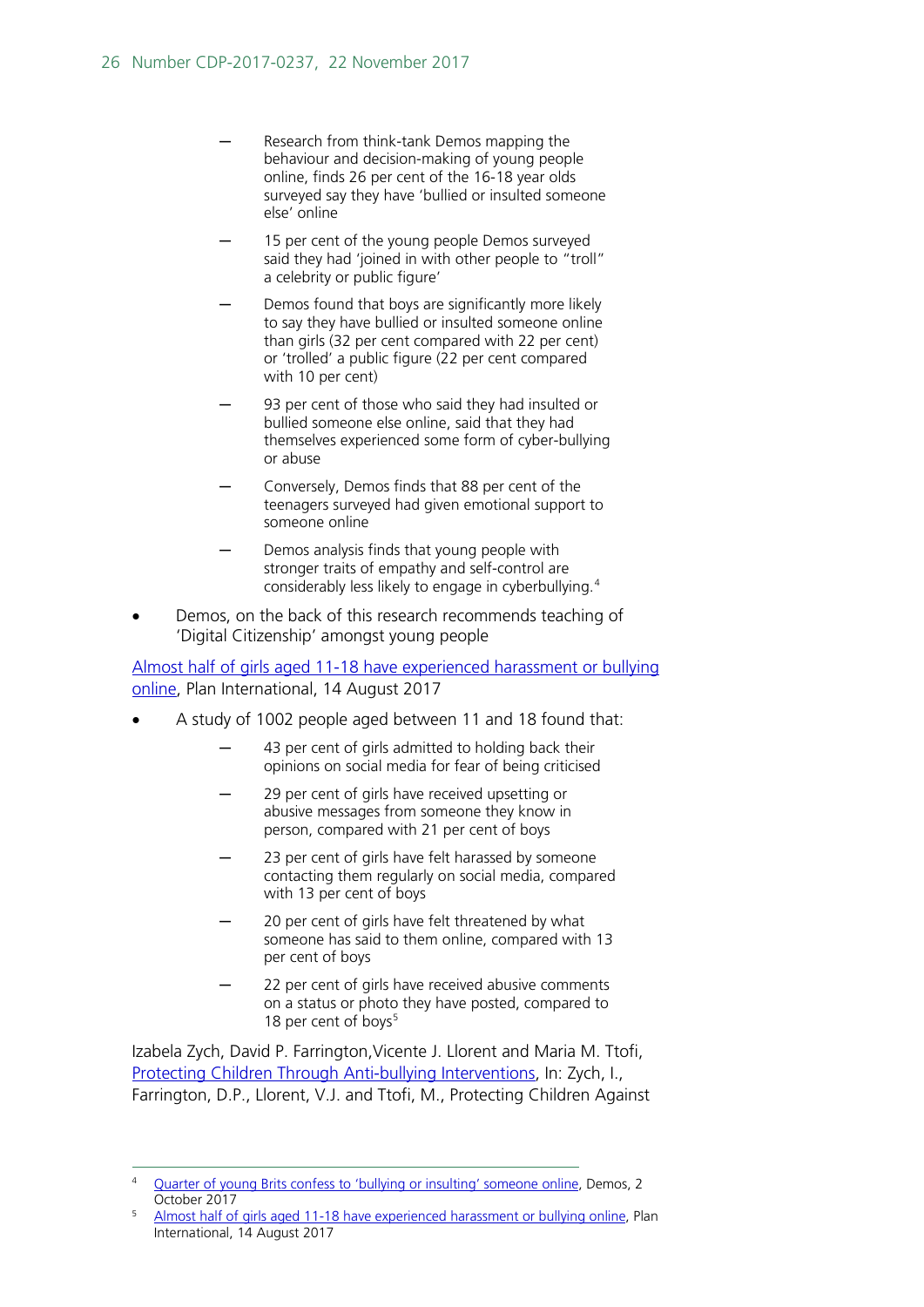- Research from think-tank Demos mapping the behaviour and decision-making of young people online, finds 26 per cent of the 16-18 year olds surveyed say they have 'bullied or insulted someone else' online
    - 15 per cent of the young people Demos surveyed said they had 'joined in with other people to "troll" a celebrity or public figure'
    - Demos found that boys are significantly more likely to say they have bullied or insulted someone online than girls (32 per cent compared with 22 per cent) or 'trolled' a public figure (22 per cent compared with 10 per cent)
    - 93 per cent of those who said they had insulted or bullied someone else online, said that they had themselves experienced some form of cyber-bullying or abuse
    - Conversely, Demos finds that 88 per cent of the teenagers surveyed had given emotional support to someone online
    - Demos analysis finds that young people with stronger traits of empathy and self-control are considerably less likely to engage in cyberbullying.[4]

- Demos, on the back of this research recommends teaching of 'Digital Citizenship' amongst young people

[Almost half of girls aged 11-18 have experienced harassment or bullying online](), Plan International, 14 August 2017

- A study of 1002 people aged between 11 and 18 found that:
    - 43 per cent of girls admitted to holding back their opinions on social media for fear of being criticised
    - 29 per cent of girls have received upsetting or abusive messages from someone they know in person, compared with 21 per cent of boys
    - 23 per cent of girls have felt harassed by someone contacting them regularly on social media, compared with 13 per cent of boys
    - 20 per cent of girls have felt threatened by what someone has said to them online, compared with 13 per cent of boys
    - 22 per cent of girls have received abusive comments on a status or photo they have posted, compared to 18 per cent of boys[5]

Izabela Zych, David P. Farrington,Vicente J. Llorent and Maria M. Ttofi, [Protecting Children Through Anti-bullying Interventions](), In: Zych, I., Farrington, D.P., Llorent, V.J. and Ttofi, M., Protecting Children Against

---

[4] [Quarter of young Brits confess to 'bullying or insulting' someone online](), Demos, 2 October 2017

[5] [Almost half of girls aged 11-18 have experienced harassment or bullying online](), Plan International, 14 August 2017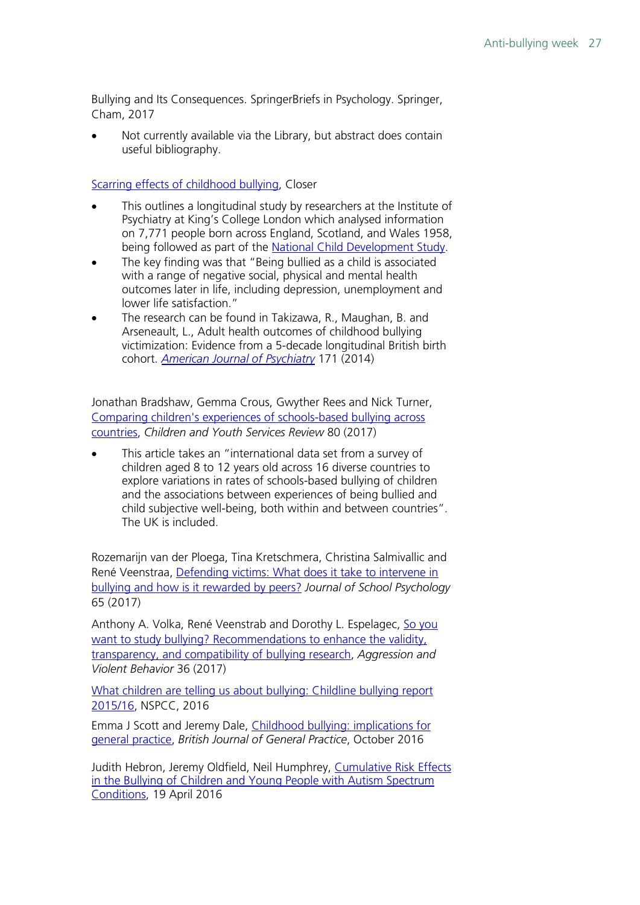Bullying and Its Consequences. SpringerBriefs in Psychology. Springer, Cham, 2017

- Not currently available via the Library, but abstract does contain useful bibliography.

[Scarring effects of childhood bullying](), Closer

- This outlines a longitudinal study by researchers at the Institute of Psychiatry at King's College London which analysed information on 7,771 people born across England, Scotland, and Wales 1958, being followed as part of the National Child Development Study.
- The key finding was that "Being bullied as a child is associated with a range of negative social, physical and mental health outcomes later in life, including depression, unemployment and lower life satisfaction."
- The research can be found in Takizawa, R., Maughan, B. and Arseneault, L., Adult health outcomes of childhood bullying victimization: Evidence from a 5-decade longitudinal British birth cohort. *American Journal of Psychiatry* 171 (2014)

Jonathan Bradshaw, Gemma Crous, Gwyther Rees and Nick Turner, Comparing children's experiences of schools-based bullying across countries, *Children and Youth Services Review* 80 (2017)

- This article takes an "international data set from a survey of children aged 8 to 12 years old across 16 diverse countries to explore variations in rates of schools-based bullying of children and the associations between experiences of being bullied and child subjective well-being, both within and between countries". The UK is included.

Rozemarijn van der Ploega, Tina Kretschmera, Christina Salmivallic and René Veenstraa, Defending victims: What does it take to intervene in bullying and how is it rewarded by peers? *Journal of School Psychology* 65 (2017)

Anthony A. Volka, René Veenstrab and Dorothy L. Espelagec, So you want to study bullying? Recommendations to enhance the validity, transparency, and compatibility of bullying research, *Aggression and Violent Behavior* 36 (2017)

What children are telling us about bullying: Childline bullying report 2015/16, NSPCC, 2016

Emma J Scott and Jeremy Dale, Childhood bullying: implications for general practice, *British Journal of General Practice*, October 2016

Judith Hebron, Jeremy Oldfield, Neil Humphrey, Cumulative Risk Effects in the Bullying of Children and Young People with Autism Spectrum Conditions, 19 April 2016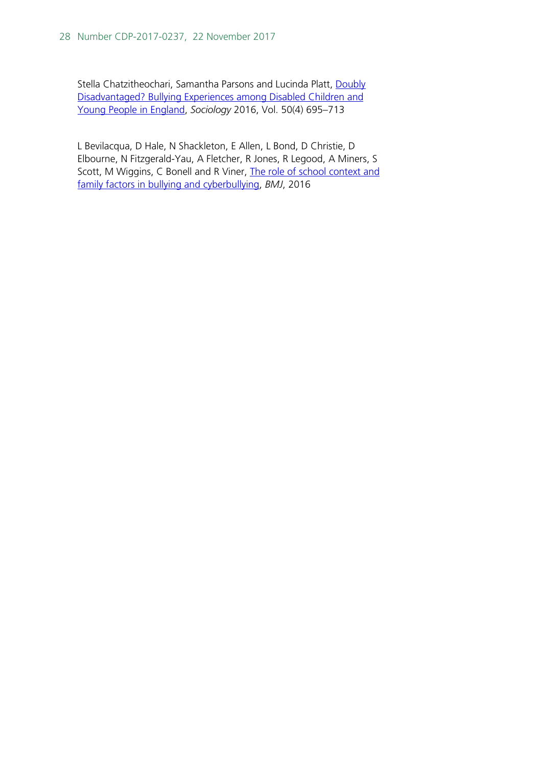Stella Chatzitheochari, Samantha Parsons and Lucinda Platt, Doubly Disadvantaged? Bullying Experiences among Disabled Children and Young People in England, *Sociology* 2016, Vol. 50(4) 695–713

L Bevilacqua, D Hale, N Shackleton, E Allen, L Bond, D Christie, D Elbourne, N Fitzgerald-Yau, A Fletcher, R Jones, R Legood, A Miners, S Scott, M Wiggins, C Bonell and R Viner, The role of school context and family factors in bullying and cyberbullying, *BMJ*, 2016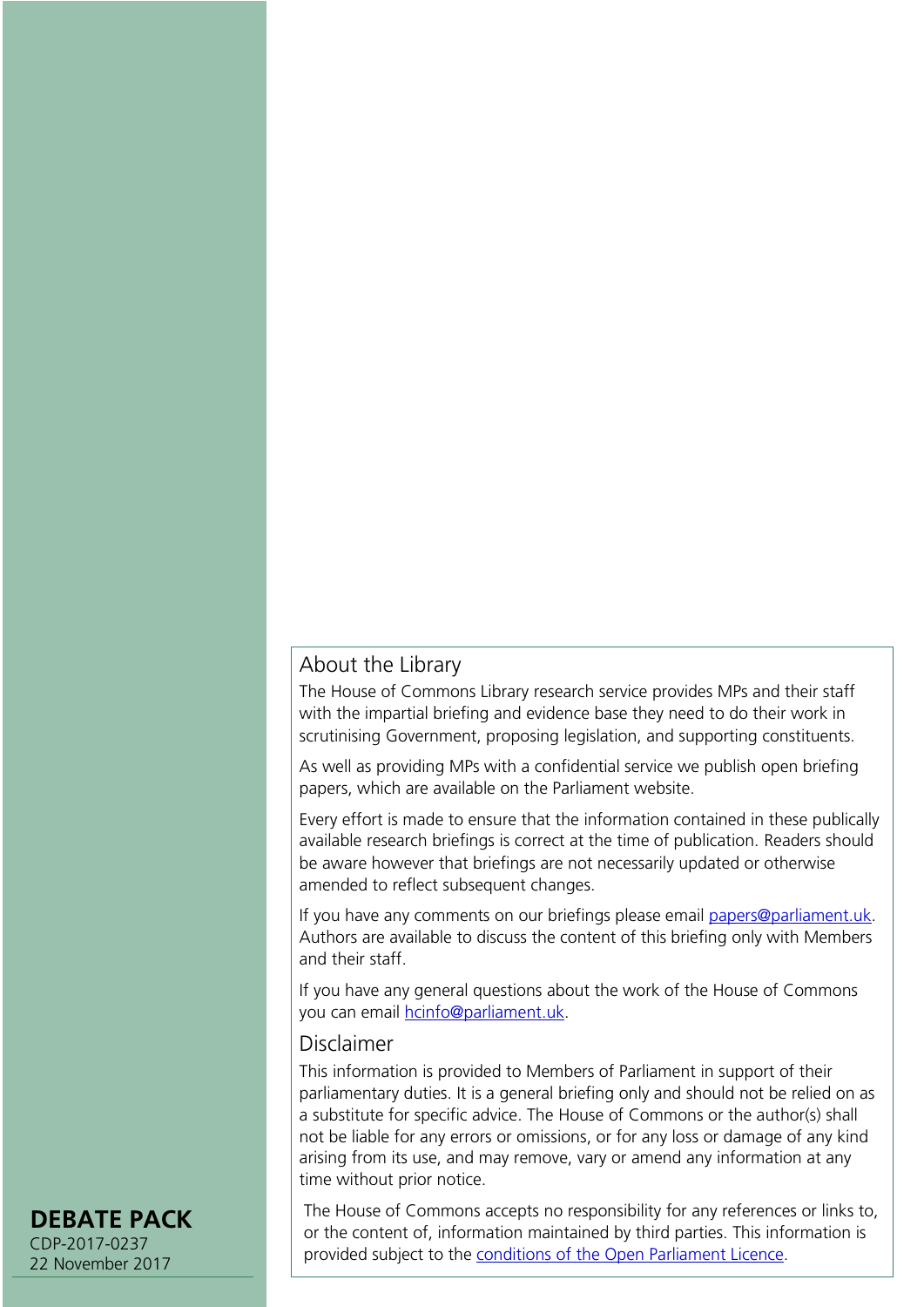## About the Library

The House of Commons Library research service provides MPs and their staff with the impartial briefing and evidence base they need to do their work in scrutinising Government, proposing legislation, and supporting constituents.

As well as providing MPs with a confidential service we publish open briefing papers, which are available on the Parliament website.

Every effort is made to ensure that the information contained in these publically available research briefings is correct at the time of publication. Readers should be aware however that briefings are not necessarily updated or otherwise amended to reflect subsequent changes.

If you have any comments on our briefings please email [papers@parliament.uk](mailto:papers@parliament.uk). Authors are available to discuss the content of this briefing only with Members and their staff.

If you have any general questions about the work of the House of Commons you can email [hcinfo@parliament.uk](mailto:hcinfo@parliament.uk).

## Disclaimer

This information is provided to Members of Parliament in support of their parliamentary duties. It is a general briefing only and should not be relied on as a substitute for specific advice. The House of Commons or the author(s) shall not be liable for any errors or omissions, or for any loss or damage of any kind arising from its use, and may remove, vary or amend any information at any time without prior notice.

The House of Commons accepts no responsibility for any references or links to, or the content of, information maintained by third parties. This information is provided subject to the conditions of the Open Parliament Licence.

**DEBATE PACK**
CDP-2017-0237
22 November 2017